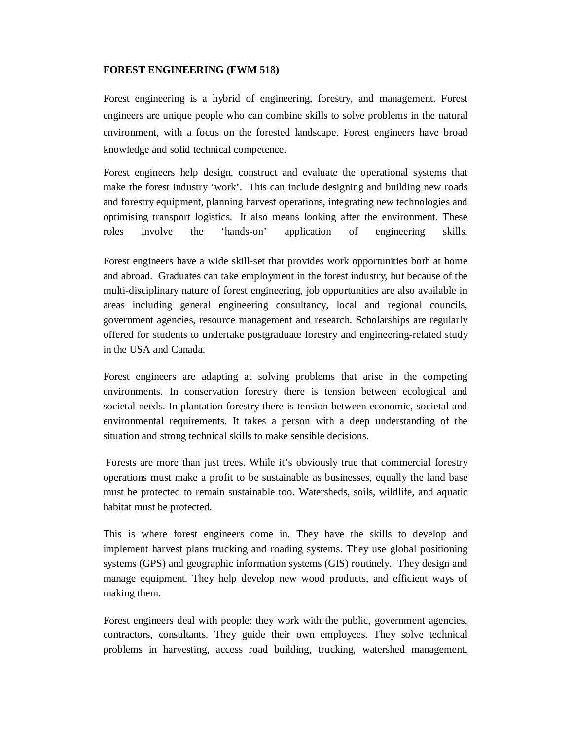**FOREST ENGINEERING (FWM 518)**

Forest engineering is a hybrid of engineering, forestry, and management. Forest engineers are unique people who can combine skills to solve problems in the natural environment, with a focus on the forested landscape. Forest engineers have broad knowledge and solid technical competence.

Forest engineers help design, construct and evaluate the operational systems that make the forest industry 'work'. This can include designing and building new roads and forestry equipment, planning harvest operations, integrating new technologies and optimising transport logistics. It also means looking after the environment. These roles involve the 'hands-on' application of engineering skills.

Forest engineers have a wide skill-set that provides work opportunities both at home and abroad. Graduates can take employment in the forest industry, but because of the multi-disciplinary nature of forest engineering, job opportunities are also available in areas including general engineering consultancy, local and regional councils, government agencies, resource management and research. Scholarships are regularly offered for students to undertake postgraduate forestry and engineering-related study in the USA and Canada.

Forest engineers are adapting at solving problems that arise in the competing environments. In conservation forestry there is tension between ecological and societal needs. In plantation forestry there is tension between economic, societal and environmental requirements. It takes a person with a deep understanding of the situation and strong technical skills to make sensible decisions.

Forests are more than just trees. While it's obviously true that commercial forestry operations must make a profit to be sustainable as businesses, equally the land base must be protected to remain sustainable too. Watersheds, soils, wildlife, and aquatic habitat must be protected.

This is where forest engineers come in. They have the skills to develop and implement harvest plans trucking and roading systems. They use global positioning systems (GPS) and geographic information systems (GIS) routinely. They design and manage equipment. They help develop new wood products, and efficient ways of making them.

Forest engineers deal with people: they work with the public, government agencies, contractors, consultants. They guide their own employees. They solve technical problems in harvesting, access road building, trucking, watershed management,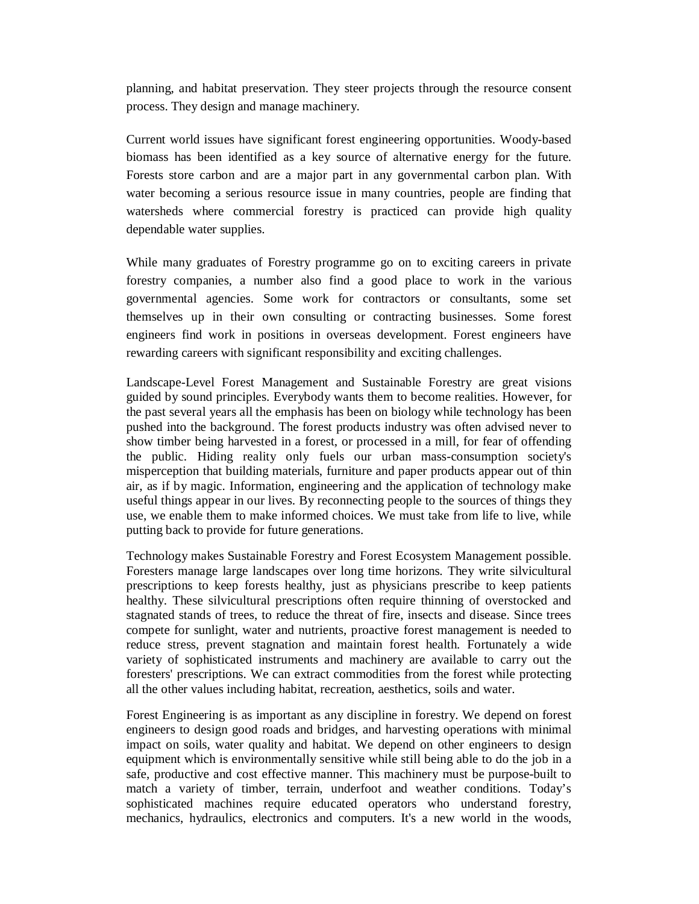planning, and habitat preservation. They steer projects through the resource consent process. They design and manage machinery.

Current world issues have significant forest engineering opportunities. Woody-based biomass has been identified as a key source of alternative energy for the future. Forests store carbon and are a major part in any governmental carbon plan. With water becoming a serious resource issue in many countries, people are finding that watersheds where commercial forestry is practiced can provide high quality dependable water supplies.

While many graduates of Forestry programme go on to exciting careers in private forestry companies, a number also find a good place to work in the various governmental agencies. Some work for contractors or consultants, some set themselves up in their own consulting or contracting businesses. Some forest engineers find work in positions in overseas development. Forest engineers have rewarding careers with significant responsibility and exciting challenges.

Landscape-Level Forest Management and Sustainable Forestry are great visions guided by sound principles. Everybody wants them to become realities. However, for the past several years all the emphasis has been on biology while technology has been pushed into the background. The forest products industry was often advised never to show timber being harvested in a forest, or processed in a mill, for fear of offending the public. Hiding reality only fuels our urban mass-consumption society's misperception that building materials, furniture and paper products appear out of thin air, as if by magic. Information, engineering and the application of technology make useful things appear in our lives. By reconnecting people to the sources of things they use, we enable them to make informed choices. We must take from life to live, while putting back to provide for future generations.

Technology makes Sustainable Forestry and Forest Ecosystem Management possible. Foresters manage large landscapes over long time horizons. They write silvicultural prescriptions to keep forests healthy, just as physicians prescribe to keep patients healthy. These silvicultural prescriptions often require thinning of overstocked and stagnated stands of trees, to reduce the threat of fire, insects and disease. Since trees compete for sunlight, water and nutrients, proactive forest management is needed to reduce stress, prevent stagnation and maintain forest health. Fortunately a wide variety of sophisticated instruments and machinery are available to carry out the foresters' prescriptions. We can extract commodities from the forest while protecting all the other values including habitat, recreation, aesthetics, soils and water.

Forest Engineering is as important as any discipline in forestry. We depend on forest engineers to design good roads and bridges, and harvesting operations with minimal impact on soils, water quality and habitat. We depend on other engineers to design equipment which is environmentally sensitive while still being able to do the job in a safe, productive and cost effective manner. This machinery must be purpose-built to match a variety of timber, terrain, underfoot and weather conditions. Today's sophisticated machines require educated operators who understand forestry, mechanics, hydraulics, electronics and computers. It's a new world in the woods,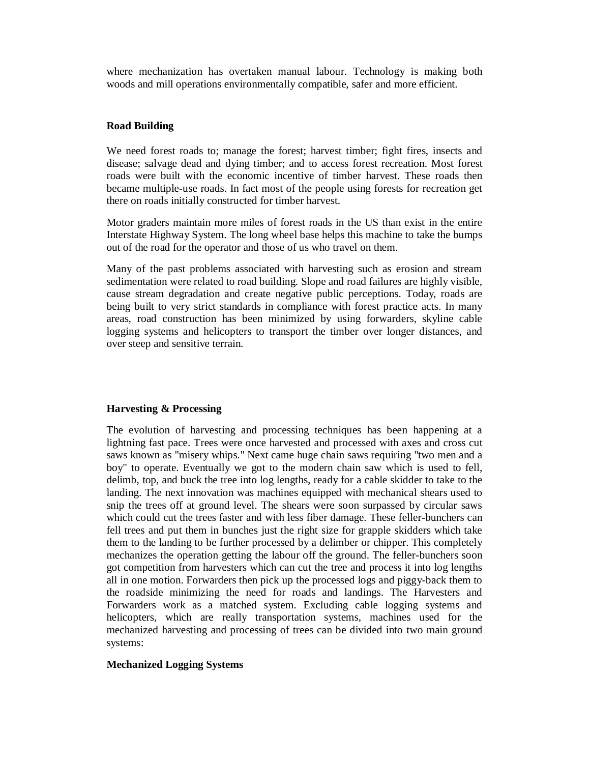where mechanization has overtaken manual labour. Technology is making both woods and mill operations environmentally compatible, safer and more efficient.

**Road Building**

We need forest roads to; manage the forest; harvest timber; fight fires, insects and disease; salvage dead and dying timber; and to access forest recreation. Most forest roads were built with the economic incentive of timber harvest. These roads then became multiple-use roads. In fact most of the people using forests for recreation get there on roads initially constructed for timber harvest.

Motor graders maintain more miles of forest roads in the US than exist in the entire Interstate Highway System. The long wheel base helps this machine to take the bumps out of the road for the operator and those of us who travel on them.

Many of the past problems associated with harvesting such as erosion and stream sedimentation were related to road building. Slope and road failures are highly visible, cause stream degradation and create negative public perceptions. Today, roads are being built to very strict standards in compliance with forest practice acts. In many areas, road construction has been minimized by using forwarders, skyline cable logging systems and helicopters to transport the timber over longer distances, and over steep and sensitive terrain.

**Harvesting & Processing**

The evolution of harvesting and processing techniques has been happening at a lightning fast pace. Trees were once harvested and processed with axes and cross cut saws known as "misery whips." Next came huge chain saws requiring "two men and a boy" to operate. Eventually we got to the modern chain saw which is used to fell, delimb, top, and buck the tree into log lengths, ready for a cable skidder to take to the landing. The next innovation was machines equipped with mechanical shears used to snip the trees off at ground level. The shears were soon surpassed by circular saws which could cut the trees faster and with less fiber damage. These feller-bunchers can fell trees and put them in bunches just the right size for grapple skidders which take them to the landing to be further processed by a delimber or chipper. This completely mechanizes the operation getting the labour off the ground. The feller-bunchers soon got competition from harvesters which can cut the tree and process it into log lengths all in one motion. Forwarders then pick up the processed logs and piggy-back them to the roadside minimizing the need for roads and landings. The Harvesters and Forwarders work as a matched system. Excluding cable logging systems and helicopters, which are really transportation systems, machines used for the mechanized harvesting and processing of trees can be divided into two main ground systems:

**Mechanized Logging Systems**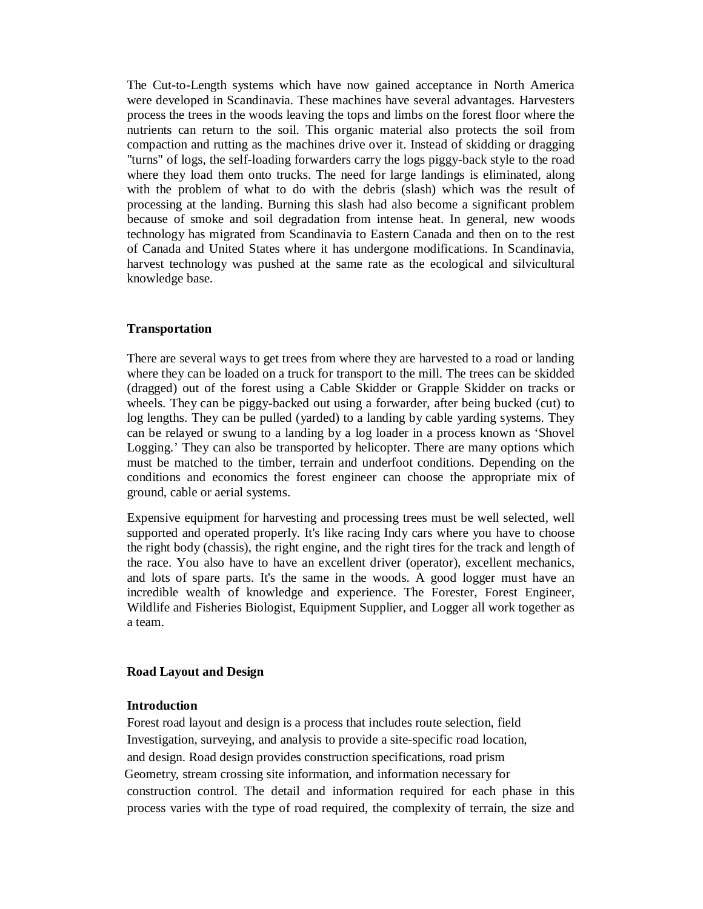The Cut-to-Length systems which have now gained acceptance in North America were developed in Scandinavia. These machines have several advantages. Harvesters process the trees in the woods leaving the tops and limbs on the forest floor where the nutrients can return to the soil. This organic material also protects the soil from compaction and rutting as the machines drive over it. Instead of skidding or dragging "turns" of logs, the self-loading forwarders carry the logs piggy-back style to the road where they load them onto trucks. The need for large landings is eliminated, along with the problem of what to do with the debris (slash) which was the result of processing at the landing. Burning this slash had also become a significant problem because of smoke and soil degradation from intense heat. In general, new woods technology has migrated from Scandinavia to Eastern Canada and then on to the rest of Canada and United States where it has undergone modifications. In Scandinavia, harvest technology was pushed at the same rate as the ecological and silvicultural knowledge base.

## Transportation

There are several ways to get trees from where they are harvested to a road or landing where they can be loaded on a truck for transport to the mill. The trees can be skidded (dragged) out of the forest using a Cable Skidder or Grapple Skidder on tracks or wheels. They can be piggy-backed out using a forwarder, after being bucked (cut) to log lengths. They can be pulled (yarded) to a landing by cable yarding systems. They can be relayed or swung to a landing by a log loader in a process known as 'Shovel Logging.' They can also be transported by helicopter. There are many options which must be matched to the timber, terrain and underfoot conditions. Depending on the conditions and economics the forest engineer can choose the appropriate mix of ground, cable or aerial systems.

Expensive equipment for harvesting and processing trees must be well selected, well supported and operated properly. It's like racing Indy cars where you have to choose the right body (chassis), the right engine, and the right tires for the track and length of the race. You also have to have an excellent driver (operator), excellent mechanics, and lots of spare parts. It's the same in the woods. A good logger must have an incredible wealth of knowledge and experience. The Forester, Forest Engineer, Wildlife and Fisheries Biologist, Equipment Supplier, and Logger all work together as a team.

## Road Layout and Design

### Introduction

Forest road layout and design is a process that includes route selection, field Investigation, surveying, and analysis to provide a site-specific road location, and design. Road design provides construction specifications, road prism Geometry, stream crossing site information, and information necessary for construction control. The detail and information required for each phase in this process varies with the type of road required, the complexity of terrain, the size and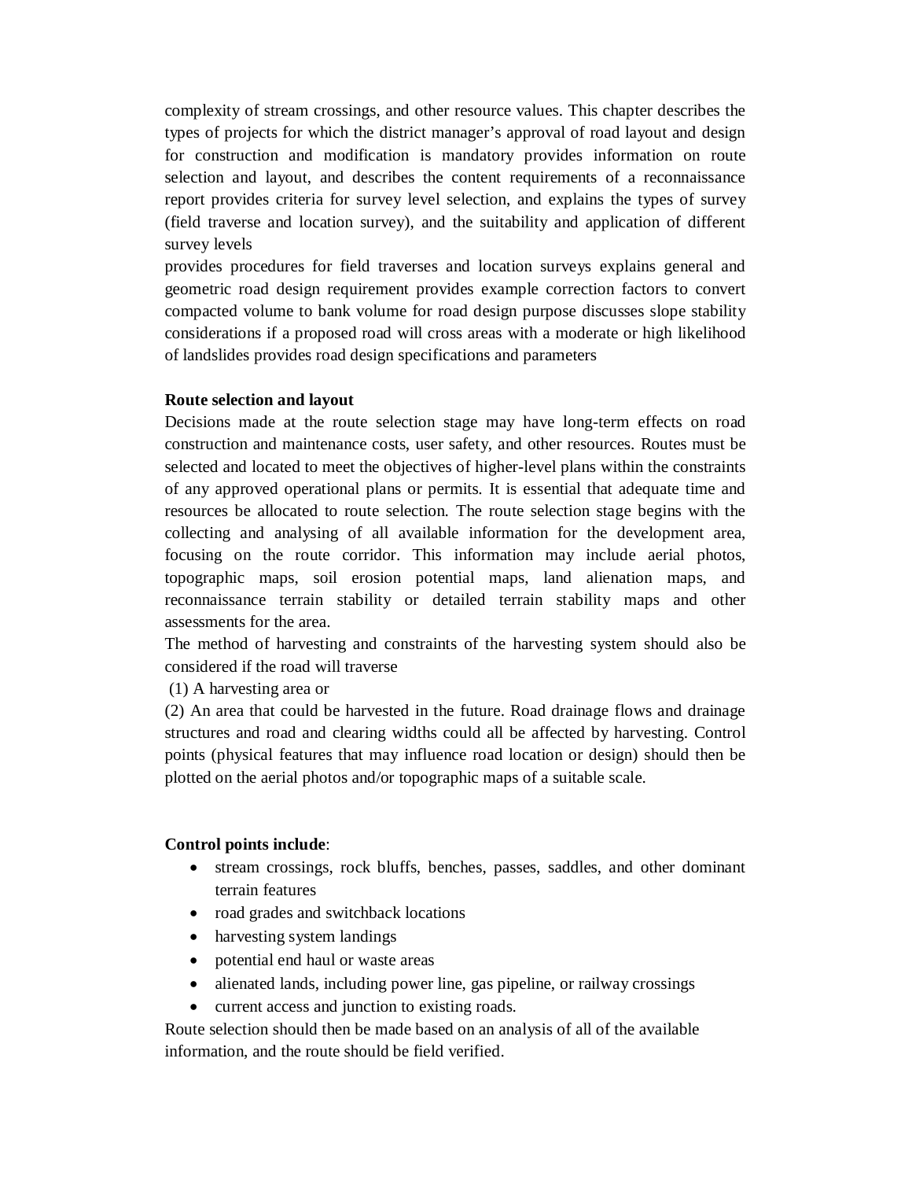complexity of stream crossings, and other resource values. This chapter describes the types of projects for which the district manager's approval of road layout and design for construction and modification is mandatory provides information on route selection and layout, and describes the content requirements of a reconnaissance report provides criteria for survey level selection, and explains the types of survey (field traverse and location survey), and the suitability and application of different survey levels

provides procedures for field traverses and location surveys explains general and geometric road design requirement provides example correction factors to convert compacted volume to bank volume for road design purpose discusses slope stability considerations if a proposed road will cross areas with a moderate or high likelihood of landslides provides road design specifications and parameters

**Route selection and layout**

Decisions made at the route selection stage may have long-term effects on road construction and maintenance costs, user safety, and other resources. Routes must be selected and located to meet the objectives of higher-level plans within the constraints of any approved operational plans or permits. It is essential that adequate time and resources be allocated to route selection. The route selection stage begins with the collecting and analysing of all available information for the development area, focusing on the route corridor. This information may include aerial photos, topographic maps, soil erosion potential maps, land alienation maps, and reconnaissance terrain stability or detailed terrain stability maps and other assessments for the area.

The method of harvesting and constraints of the harvesting system should also be considered if the road will traverse

(1) A harvesting area or

(2) An area that could be harvested in the future. Road drainage flows and drainage structures and road and clearing widths could all be affected by harvesting. Control points (physical features that may influence road location or design) should then be plotted on the aerial photos and/or topographic maps of a suitable scale.

**Control points include**:

- stream crossings, rock bluffs, benches, passes, saddles, and other dominant terrain features
- road grades and switchback locations
- harvesting system landings
- potential end haul or waste areas
- alienated lands, including power line, gas pipeline, or railway crossings
- current access and junction to existing roads.

Route selection should then be made based on an analysis of all of the available information, and the route should be field verified.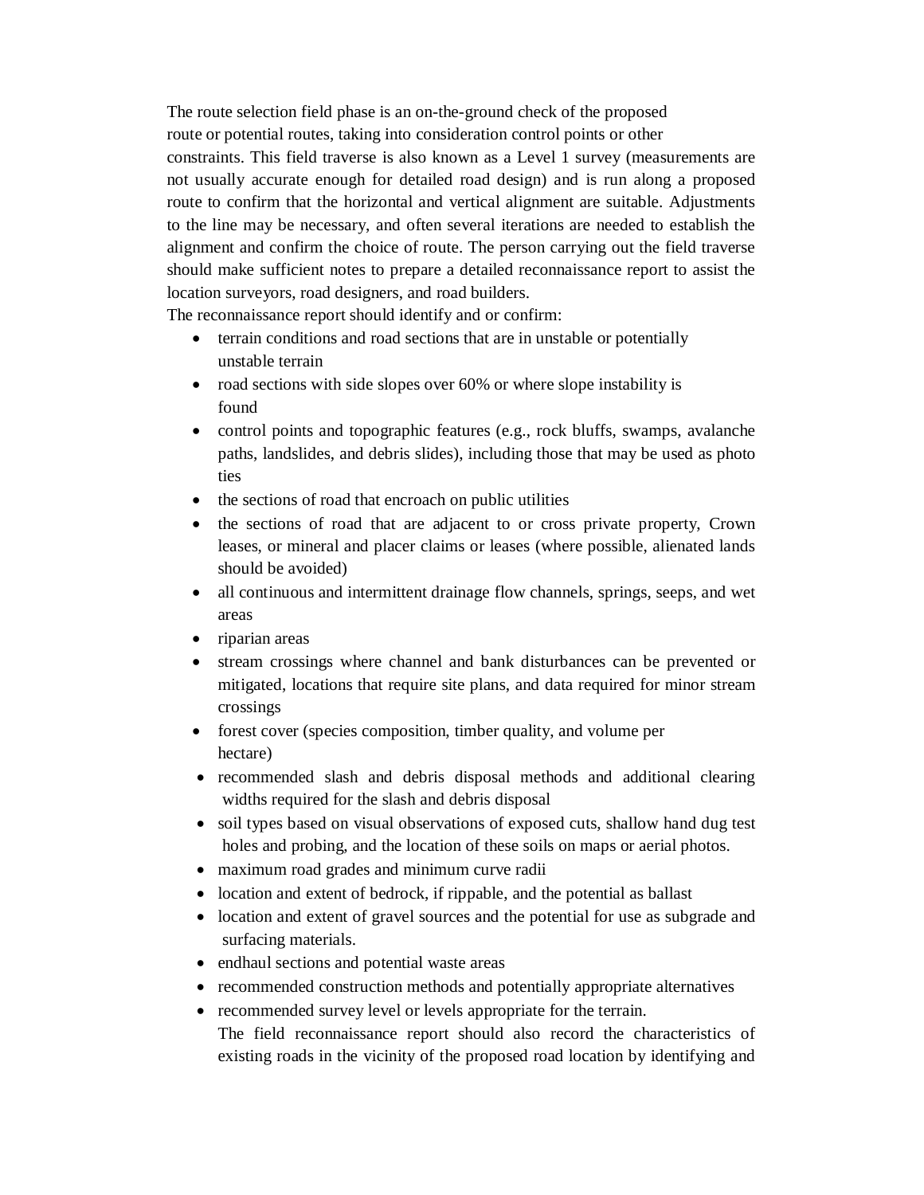The route selection field phase is an on-the-ground check of the proposed route or potential routes, taking into consideration control points or other constraints. This field traverse is also known as a Level 1 survey (measurements are not usually accurate enough for detailed road design) and is run along a proposed route to confirm that the horizontal and vertical alignment are suitable. Adjustments to the line may be necessary, and often several iterations are needed to establish the alignment and confirm the choice of route. The person carrying out the field traverse should make sufficient notes to prepare a detailed reconnaissance report to assist the location surveyors, road designers, and road builders.

The reconnaissance report should identify and or confirm:

- terrain conditions and road sections that are in unstable or potentially unstable terrain
- road sections with side slopes over 60% or where slope instability is found
- control points and topographic features (e.g., rock bluffs, swamps, avalanche paths, landslides, and debris slides), including those that may be used as photo ties
- the sections of road that encroach on public utilities
- the sections of road that are adjacent to or cross private property, Crown leases, or mineral and placer claims or leases (where possible, alienated lands should be avoided)
- all continuous and intermittent drainage flow channels, springs, seeps, and wet areas
- riparian areas
- stream crossings where channel and bank disturbances can be prevented or mitigated, locations that require site plans, and data required for minor stream crossings
- forest cover (species composition, timber quality, and volume per hectare)
- recommended slash and debris disposal methods and additional clearing widths required for the slash and debris disposal
- soil types based on visual observations of exposed cuts, shallow hand dug test holes and probing, and the location of these soils on maps or aerial photos.
- maximum road grades and minimum curve radii
- location and extent of bedrock, if rippable, and the potential as ballast
- location and extent of gravel sources and the potential for use as subgrade and surfacing materials.
- endhaul sections and potential waste areas
- recommended construction methods and potentially appropriate alternatives
- recommended survey level or levels appropriate for the terrain.

  The field reconnaissance report should also record the characteristics of existing roads in the vicinity of the proposed road location by identifying and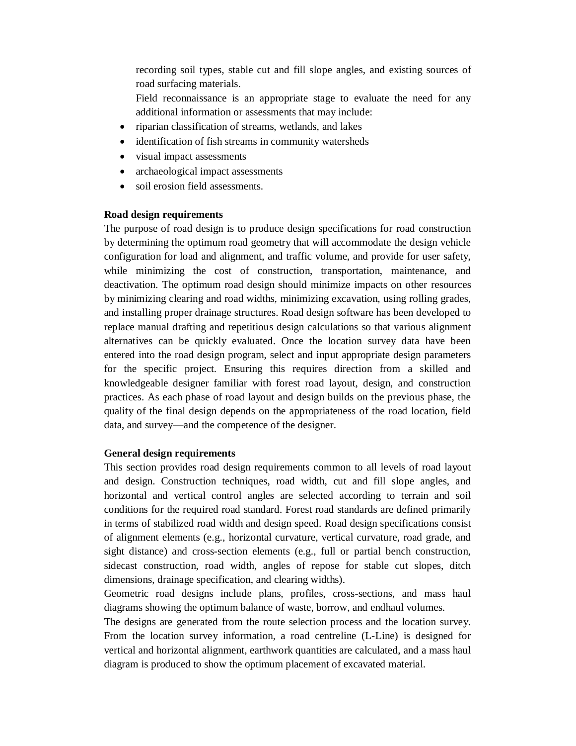recording soil types, stable cut and fill slope angles, and existing sources of road surfacing materials.

Field reconnaissance is an appropriate stage to evaluate the need for any additional information or assessments that may include:

- riparian classification of streams, wetlands, and lakes
- identification of fish streams in community watersheds
- visual impact assessments
- archaeological impact assessments
- soil erosion field assessments.

**Road design requirements**

The purpose of road design is to produce design specifications for road construction by determining the optimum road geometry that will accommodate the design vehicle configuration for load and alignment, and traffic volume, and provide for user safety, while minimizing the cost of construction, transportation, maintenance, and deactivation. The optimum road design should minimize impacts on other resources by minimizing clearing and road widths, minimizing excavation, using rolling grades, and installing proper drainage structures. Road design software has been developed to replace manual drafting and repetitious design calculations so that various alignment alternatives can be quickly evaluated. Once the location survey data have been entered into the road design program, select and input appropriate design parameters for the specific project. Ensuring this requires direction from a skilled and knowledgeable designer familiar with forest road layout, design, and construction practices. As each phase of road layout and design builds on the previous phase, the quality of the final design depends on the appropriateness of the road location, field data, and survey—and the competence of the designer.

**General design requirements**

This section provides road design requirements common to all levels of road layout and design. Construction techniques, road width, cut and fill slope angles, and horizontal and vertical control angles are selected according to terrain and soil conditions for the required road standard. Forest road standards are defined primarily in terms of stabilized road width and design speed. Road design specifications consist of alignment elements (e.g., horizontal curvature, vertical curvature, road grade, and sight distance) and cross-section elements (e.g., full or partial bench construction, sidecast construction, road width, angles of repose for stable cut slopes, ditch dimensions, drainage specification, and clearing widths).

Geometric road designs include plans, profiles, cross-sections, and mass haul diagrams showing the optimum balance of waste, borrow, and endhaul volumes.

The designs are generated from the route selection process and the location survey. From the location survey information, a road centreline (L-Line) is designed for vertical and horizontal alignment, earthwork quantities are calculated, and a mass haul diagram is produced to show the optimum placement of excavated material.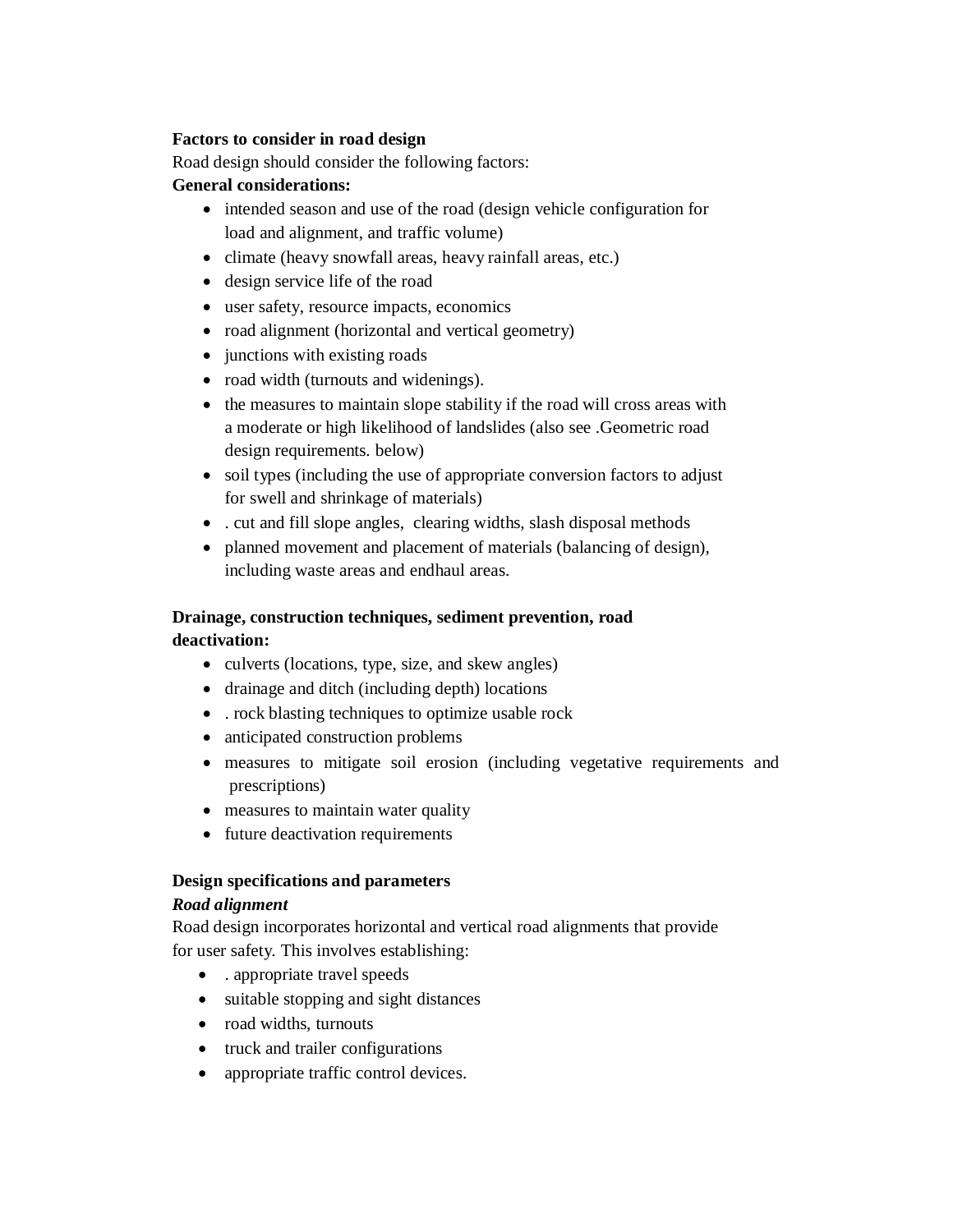**Factors to consider in road design**

Road design should consider the following factors:

**General considerations:**

- intended season and use of the road (design vehicle configuration for load and alignment, and traffic volume)
- climate (heavy snowfall areas, heavy rainfall areas, etc.)
- design service life of the road
- user safety, resource impacts, economics
- road alignment (horizontal and vertical geometry)
- junctions with existing roads
- road width (turnouts and widenings).
- the measures to maintain slope stability if the road will cross areas with a moderate or high likelihood of landslides (also see .Geometric road design requirements. below)
- soil types (including the use of appropriate conversion factors to adjust for swell and shrinkage of materials)
- . cut and fill slope angles, clearing widths, slash disposal methods
- planned movement and placement of materials (balancing of design), including waste areas and endhaul areas.

**Drainage, construction techniques, sediment prevention, road deactivation:**

- culverts (locations, type, size, and skew angles)
- drainage and ditch (including depth) locations
- . rock blasting techniques to optimize usable rock
- anticipated construction problems
- measures to mitigate soil erosion (including vegetative requirements and prescriptions)
- measures to maintain water quality
- future deactivation requirements

**Design specifications and parameters**

***Road alignment***

Road design incorporates horizontal and vertical road alignments that provide for user safety. This involves establishing:

- . appropriate travel speeds
- suitable stopping and sight distances
- road widths, turnouts
- truck and trailer configurations
- appropriate traffic control devices.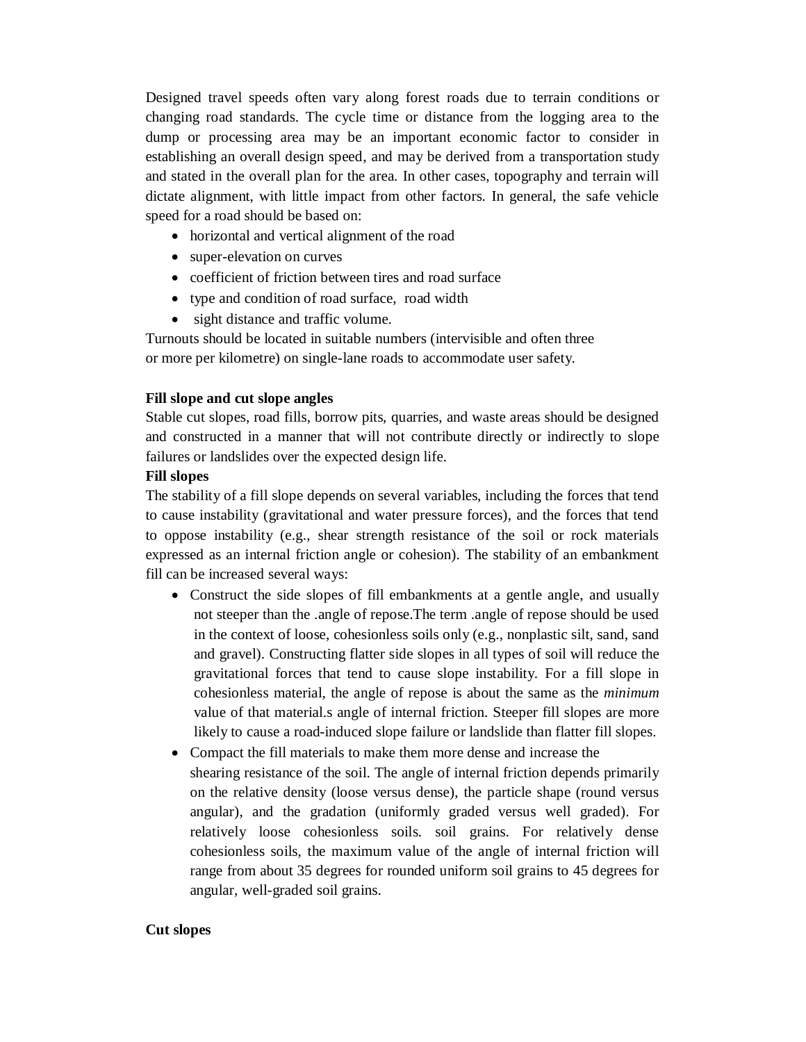Designed travel speeds often vary along forest roads due to terrain conditions or changing road standards. The cycle time or distance from the logging area to the dump or processing area may be an important economic factor to consider in establishing an overall design speed, and may be derived from a transportation study and stated in the overall plan for the area. In other cases, topography and terrain will dictate alignment, with little impact from other factors. In general, the safe vehicle speed for a road should be based on:

- horizontal and vertical alignment of the road
- super-elevation on curves
- coefficient of friction between tires and road surface
- type and condition of road surface, road width
- sight distance and traffic volume.

Turnouts should be located in suitable numbers (intervisible and often three or more per kilometre) on single-lane roads to accommodate user safety.

**Fill slope and cut slope angles**

Stable cut slopes, road fills, borrow pits, quarries, and waste areas should be designed and constructed in a manner that will not contribute directly or indirectly to slope failures or landslides over the expected design life.

**Fill slopes**

The stability of a fill slope depends on several variables, including the forces that tend to cause instability (gravitational and water pressure forces), and the forces that tend to oppose instability (e.g., shear strength resistance of the soil or rock materials expressed as an internal friction angle or cohesion). The stability of an embankment fill can be increased several ways:

- Construct the side slopes of fill embankments at a gentle angle, and usually not steeper than the .angle of repose.The term .angle of repose should be used in the context of loose, cohesionless soils only (e.g., nonplastic silt, sand, sand and gravel). Constructing flatter side slopes in all types of soil will reduce the gravitational forces that tend to cause slope instability. For a fill slope in cohesionless material, the angle of repose is about the same as the *minimum* value of that material.s angle of internal friction. Steeper fill slopes are more likely to cause a road-induced slope failure or landslide than flatter fill slopes.
- Compact the fill materials to make them more dense and increase the shearing resistance of the soil. The angle of internal friction depends primarily on the relative density (loose versus dense), the particle shape (round versus angular), and the gradation (uniformly graded versus well graded). For relatively loose cohesionless soils. soil grains. For relatively dense cohesionless soils, the maximum value of the angle of internal friction will range from about 35 degrees for rounded uniform soil grains to 45 degrees for angular, well-graded soil grains.

**Cut slopes**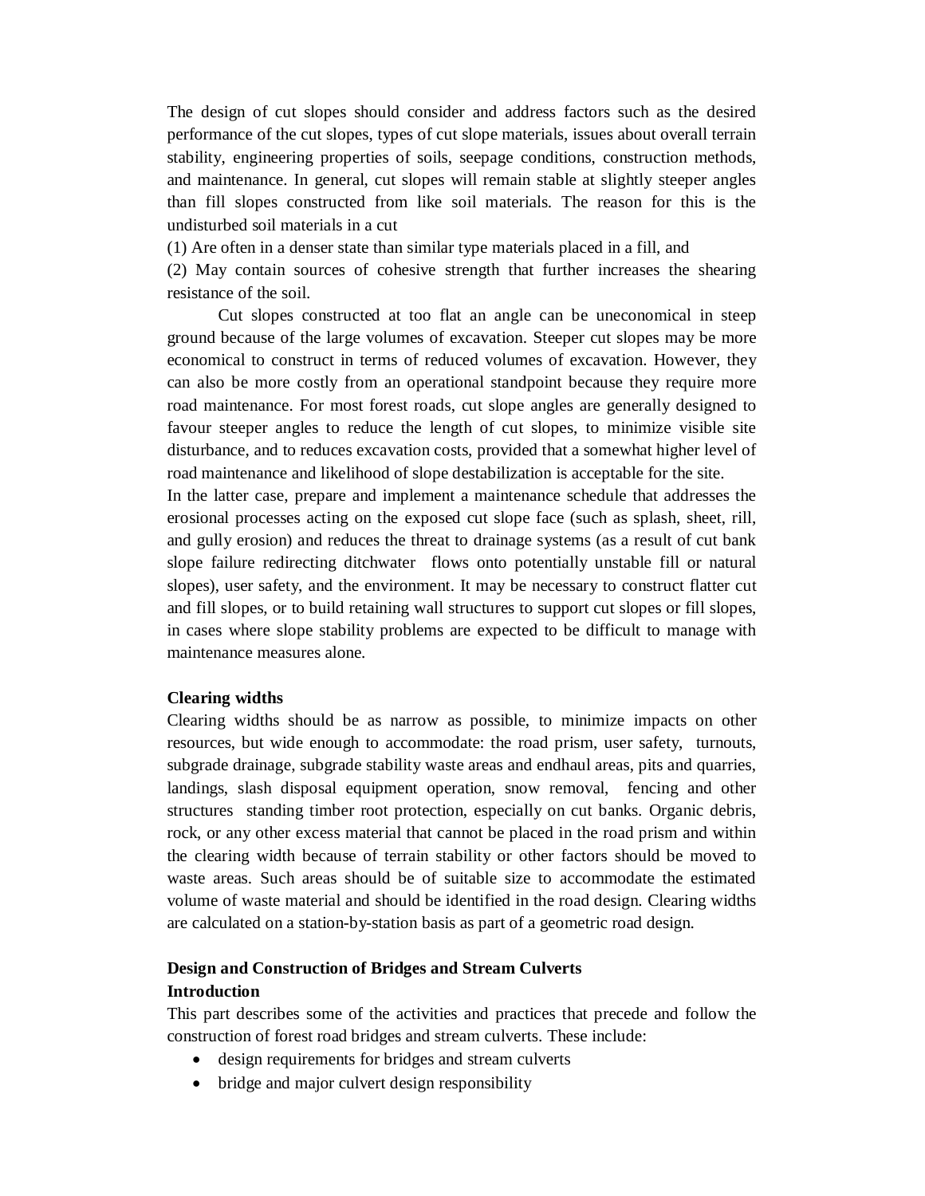The design of cut slopes should consider and address factors such as the desired performance of the cut slopes, types of cut slope materials, issues about overall terrain stability, engineering properties of soils, seepage conditions, construction methods, and maintenance. In general, cut slopes will remain stable at slightly steeper angles than fill slopes constructed from like soil materials. The reason for this is the undisturbed soil materials in a cut

(1) Are often in a denser state than similar type materials placed in a fill, and

(2) May contain sources of cohesive strength that further increases the shearing resistance of the soil.

Cut slopes constructed at too flat an angle can be uneconomical in steep ground because of the large volumes of excavation. Steeper cut slopes may be more economical to construct in terms of reduced volumes of excavation. However, they can also be more costly from an operational standpoint because they require more road maintenance. For most forest roads, cut slope angles are generally designed to favour steeper angles to reduce the length of cut slopes, to minimize visible site disturbance, and to reduces excavation costs, provided that a somewhat higher level of road maintenance and likelihood of slope destabilization is acceptable for the site.

In the latter case, prepare and implement a maintenance schedule that addresses the erosional processes acting on the exposed cut slope face (such as splash, sheet, rill, and gully erosion) and reduces the threat to drainage systems (as a result of cut bank slope failure redirecting ditchwater flows onto potentially unstable fill or natural slopes), user safety, and the environment. It may be necessary to construct flatter cut and fill slopes, or to build retaining wall structures to support cut slopes or fill slopes, in cases where slope stability problems are expected to be difficult to manage with maintenance measures alone.

**Clearing widths**

Clearing widths should be as narrow as possible, to minimize impacts on other resources, but wide enough to accommodate: the road prism, user safety, turnouts, subgrade drainage, subgrade stability waste areas and endhaul areas, pits and quarries, landings, slash disposal equipment operation, snow removal, fencing and other structures standing timber root protection, especially on cut banks. Organic debris, rock, or any other excess material that cannot be placed in the road prism and within the clearing width because of terrain stability or other factors should be moved to waste areas. Such areas should be of suitable size to accommodate the estimated volume of waste material and should be identified in the road design. Clearing widths are calculated on a station-by-station basis as part of a geometric road design.

**Design and Construction of Bridges and Stream Culverts**

**Introduction**

This part describes some of the activities and practices that precede and follow the construction of forest road bridges and stream culverts. These include:

- design requirements for bridges and stream culverts
- bridge and major culvert design responsibility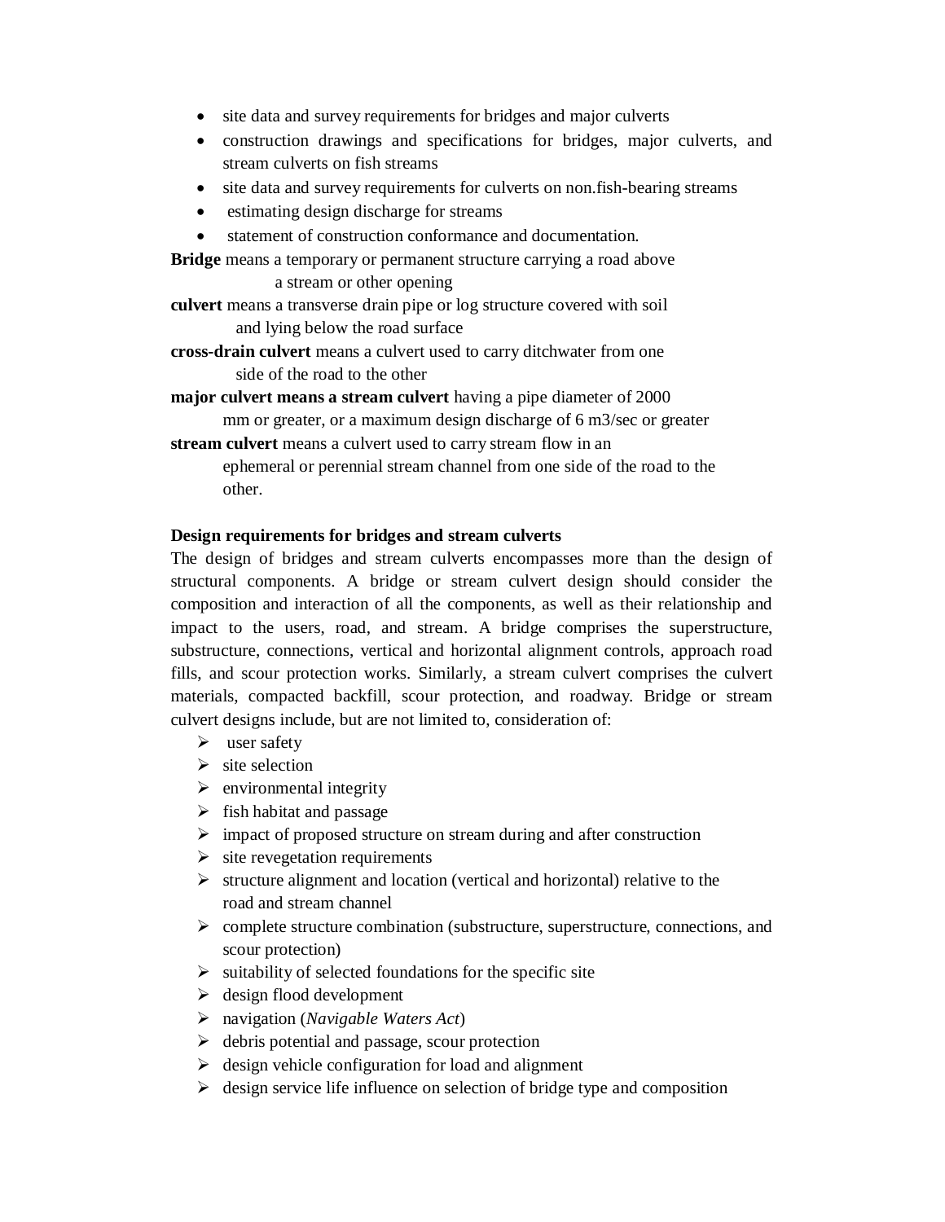- site data and survey requirements for bridges and major culverts
- construction drawings and specifications for bridges, major culverts, and stream culverts on fish streams
- site data and survey requirements for culverts on non.fish-bearing streams
- estimating design discharge for streams
- statement of construction conformance and documentation.

**Bridge** means a temporary or permanent structure carrying a road above a stream or other opening

**culvert** means a transverse drain pipe or log structure covered with soil and lying below the road surface

**cross-drain culvert** means a culvert used to carry ditchwater from one side of the road to the other

**major culvert means a stream culvert** having a pipe diameter of 2000 mm or greater, or a maximum design discharge of 6 m3/sec or greater

**stream culvert** means a culvert used to carry stream flow in an ephemeral or perennial stream channel from one side of the road to the other.

**Design requirements for bridges and stream culverts**

The design of bridges and stream culverts encompasses more than the design of structural components. A bridge or stream culvert design should consider the composition and interaction of all the components, as well as their relationship and impact to the users, road, and stream. A bridge comprises the superstructure, substructure, connections, vertical and horizontal alignment controls, approach road fills, and scour protection works. Similarly, a stream culvert comprises the culvert materials, compacted backfill, scour protection, and roadway. Bridge or stream culvert designs include, but are not limited to, consideration of:

- user safety
- site selection
- environmental integrity
- fish habitat and passage
- impact of proposed structure on stream during and after construction
- site revegetation requirements
- structure alignment and location (vertical and horizontal) relative to the road and stream channel
- complete structure combination (substructure, superstructure, connections, and scour protection)
- suitability of selected foundations for the specific site
- design flood development
- navigation (*Navigable Waters Act*)
- debris potential and passage, scour protection
- design vehicle configuration for load and alignment
- design service life influence on selection of bridge type and composition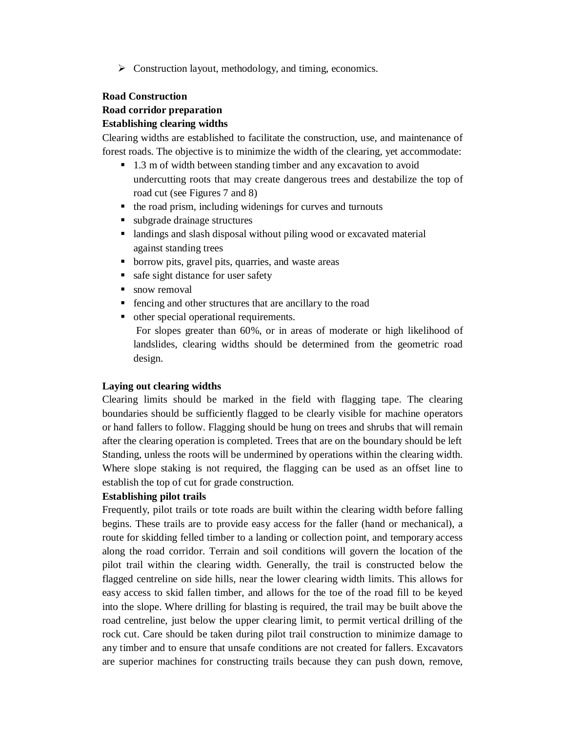- Construction layout, methodology, and timing, economics.

**Road Construction**

**Road corridor preparation**

**Establishing clearing widths**

Clearing widths are established to facilitate the construction, use, and maintenance of forest roads. The objective is to minimize the width of the clearing, yet accommodate:

- 1.3 m of width between standing timber and any excavation to avoid undercutting roots that may create dangerous trees and destabilize the top of road cut (see Figures 7 and 8)
- the road prism, including widenings for curves and turnouts
- subgrade drainage structures
- landings and slash disposal without piling wood or excavated material against standing trees
- borrow pits, gravel pits, quarries, and waste areas
- safe sight distance for user safety
- snow removal
- fencing and other structures that are ancillary to the road
- other special operational requirements.

  For slopes greater than 60%, or in areas of moderate or high likelihood of landslides, clearing widths should be determined from the geometric road design.

**Laying out clearing widths**

Clearing limits should be marked in the field with flagging tape. The clearing boundaries should be sufficiently flagged to be clearly visible for machine operators or hand fallers to follow. Flagging should be hung on trees and shrubs that will remain after the clearing operation is completed. Trees that are on the boundary should be left Standing, unless the roots will be undermined by operations within the clearing width. Where slope staking is not required, the flagging can be used as an offset line to establish the top of cut for grade construction.

**Establishing pilot trails**

Frequently, pilot trails or tote roads are built within the clearing width before falling begins. These trails are to provide easy access for the faller (hand or mechanical), a route for skidding felled timber to a landing or collection point, and temporary access along the road corridor. Terrain and soil conditions will govern the location of the pilot trail within the clearing width. Generally, the trail is constructed below the flagged centreline on side hills, near the lower clearing width limits. This allows for easy access to skid fallen timber, and allows for the toe of the road fill to be keyed into the slope. Where drilling for blasting is required, the trail may be built above the road centreline, just below the upper clearing limit, to permit vertical drilling of the rock cut. Care should be taken during pilot trail construction to minimize damage to any timber and to ensure that unsafe conditions are not created for fallers. Excavators are superior machines for constructing trails because they can push down, remove,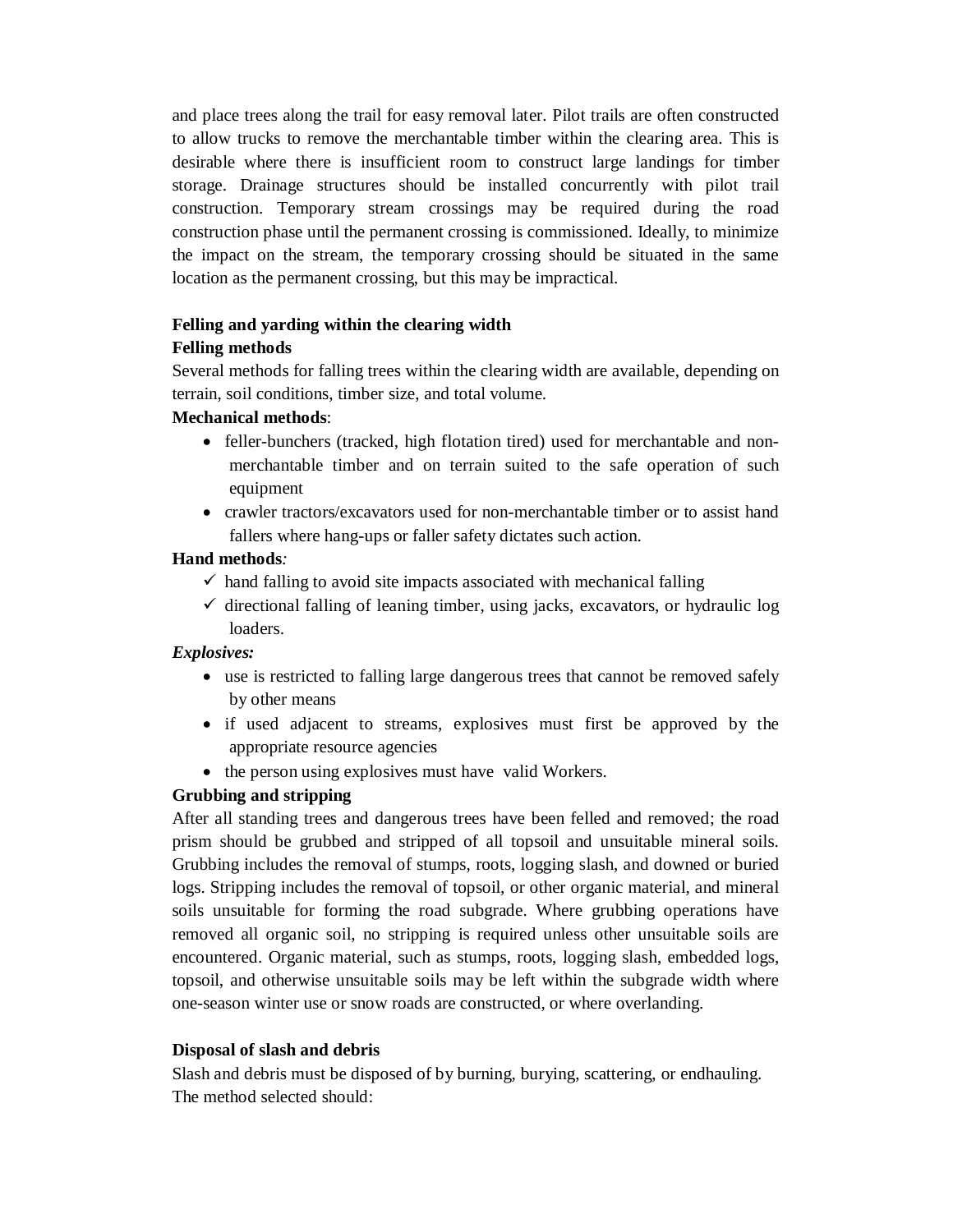and place trees along the trail for easy removal later. Pilot trails are often constructed to allow trucks to remove the merchantable timber within the clearing area. This is desirable where there is insufficient room to construct large landings for timber storage. Drainage structures should be installed concurrently with pilot trail construction. Temporary stream crossings may be required during the road construction phase until the permanent crossing is commissioned. Ideally, to minimize the impact on the stream, the temporary crossing should be situated in the same location as the permanent crossing, but this may be impractical.

**Felling and yarding within the clearing width**

**Felling methods**

Several methods for falling trees within the clearing width are available, depending on terrain, soil conditions, timber size, and total volume.

**Mechanical methods**:

- feller-bunchers (tracked, high flotation tired) used for merchantable and non-merchantable timber and on terrain suited to the safe operation of such equipment
- crawler tractors/excavators used for non-merchantable timber or to assist hand fallers where hang-ups or faller safety dictates such action.

**Hand methods***:*

- ✓ hand falling to avoid site impacts associated with mechanical falling
- ✓ directional falling of leaning timber, using jacks, excavators, or hydraulic log loaders.

***Explosives:***

- use is restricted to falling large dangerous trees that cannot be removed safely by other means
- if used adjacent to streams, explosives must first be approved by the appropriate resource agencies
- the person using explosives must have valid Workers.

**Grubbing and stripping**

After all standing trees and dangerous trees have been felled and removed; the road prism should be grubbed and stripped of all topsoil and unsuitable mineral soils. Grubbing includes the removal of stumps, roots, logging slash, and downed or buried logs. Stripping includes the removal of topsoil, or other organic material, and mineral soils unsuitable for forming the road subgrade. Where grubbing operations have removed all organic soil, no stripping is required unless other unsuitable soils are encountered. Organic material, such as stumps, roots, logging slash, embedded logs, topsoil, and otherwise unsuitable soils may be left within the subgrade width where one-season winter use or snow roads are constructed, or where overlanding.

**Disposal of slash and debris**

Slash and debris must be disposed of by burning, burying, scattering, or endhauling. The method selected should: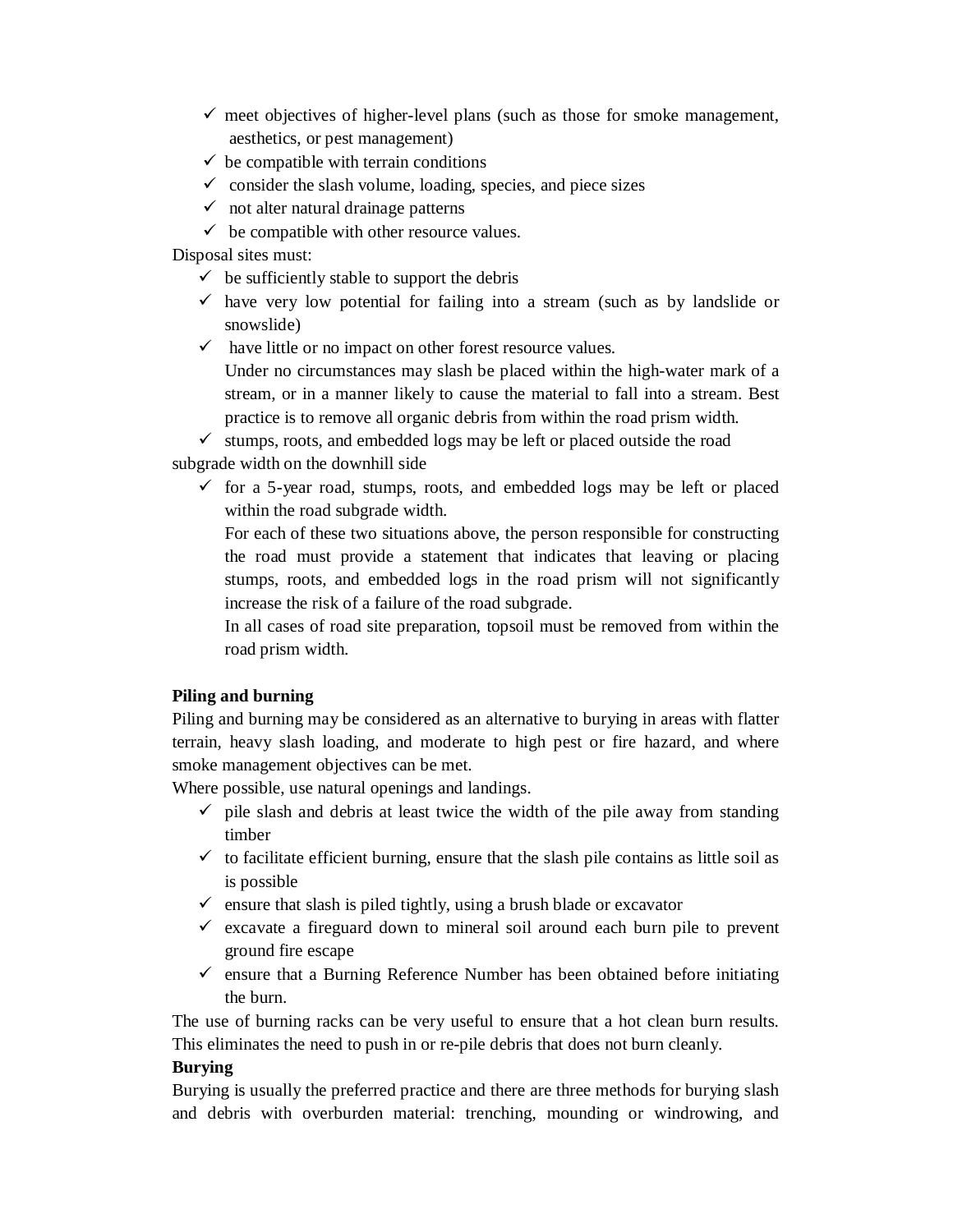- meet objectives of higher-level plans (such as those for smoke management, aesthetics, or pest management)
- be compatible with terrain conditions
- consider the slash volume, loading, species, and piece sizes
- not alter natural drainage patterns
- be compatible with other resource values.

Disposal sites must:

- be sufficiently stable to support the debris
- have very low potential for failing into a stream (such as by landslide or snowslide)
- have little or no impact on other forest resource values.

  Under no circumstances may slash be placed within the high-water mark of a stream, or in a manner likely to cause the material to fall into a stream. Best practice is to remove all organic debris from within the road prism width.

- stumps, roots, and embedded logs may be left or placed outside the road subgrade width on the downhill side
- for a 5-year road, stumps, roots, and embedded logs may be left or placed within the road subgrade width.

  For each of these two situations above, the person responsible for constructing the road must provide a statement that indicates that leaving or placing stumps, roots, and embedded logs in the road prism will not significantly increase the risk of a failure of the road subgrade.

  In all cases of road site preparation, topsoil must be removed from within the road prism width.

**Piling and burning**

Piling and burning may be considered as an alternative to burying in areas with flatter terrain, heavy slash loading, and moderate to high pest or fire hazard, and where smoke management objectives can be met.

Where possible, use natural openings and landings.

- pile slash and debris at least twice the width of the pile away from standing timber
- to facilitate efficient burning, ensure that the slash pile contains as little soil as is possible
- ensure that slash is piled tightly, using a brush blade or excavator
- excavate a fireguard down to mineral soil around each burn pile to prevent ground fire escape
- ensure that a Burning Reference Number has been obtained before initiating the burn.

The use of burning racks can be very useful to ensure that a hot clean burn results. This eliminates the need to push in or re-pile debris that does not burn cleanly.

**Burying**

Burying is usually the preferred practice and there are three methods for burying slash and debris with overburden material: trenching, mounding or windrowing, and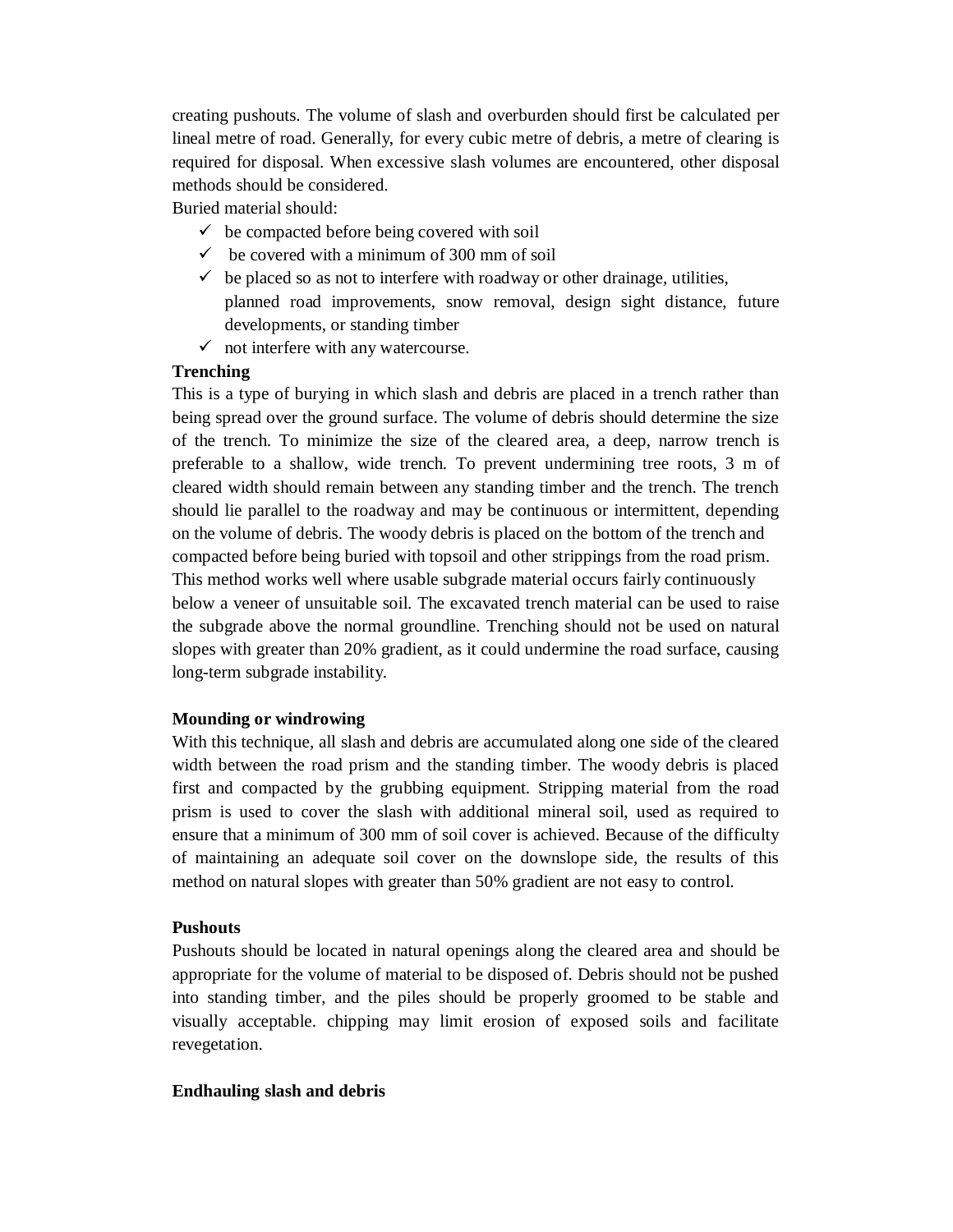creating pushouts. The volume of slash and overburden should first be calculated per lineal metre of road. Generally, for every cubic metre of debris, a metre of clearing is required for disposal. When excessive slash volumes are encountered, other disposal methods should be considered.

Buried material should:

- ✓ be compacted before being covered with soil
- ✓ be covered with a minimum of 300 mm of soil
- ✓ be placed so as not to interfere with roadway or other drainage, utilities, planned road improvements, snow removal, design sight distance, future developments, or standing timber
- ✓ not interfere with any watercourse.

**Trenching**

This is a type of burying in which slash and debris are placed in a trench rather than being spread over the ground surface. The volume of debris should determine the size of the trench. To minimize the size of the cleared area, a deep, narrow trench is preferable to a shallow, wide trench. To prevent undermining tree roots, 3 m of cleared width should remain between any standing timber and the trench. The trench should lie parallel to the roadway and may be continuous or intermittent, depending on the volume of debris. The woody debris is placed on the bottom of the trench and compacted before being buried with topsoil and other strippings from the road prism. This method works well where usable subgrade material occurs fairly continuously below a veneer of unsuitable soil. The excavated trench material can be used to raise the subgrade above the normal groundline. Trenching should not be used on natural slopes with greater than 20% gradient, as it could undermine the road surface, causing long-term subgrade instability.

**Mounding or windrowing**

With this technique, all slash and debris are accumulated along one side of the cleared width between the road prism and the standing timber. The woody debris is placed first and compacted by the grubbing equipment. Stripping material from the road prism is used to cover the slash with additional mineral soil, used as required to ensure that a minimum of 300 mm of soil cover is achieved. Because of the difficulty of maintaining an adequate soil cover on the downslope side, the results of this method on natural slopes with greater than 50% gradient are not easy to control.

**Pushouts**

Pushouts should be located in natural openings along the cleared area and should be appropriate for the volume of material to be disposed of. Debris should not be pushed into standing timber, and the piles should be properly groomed to be stable and visually acceptable. chipping may limit erosion of exposed soils and facilitate revegetation.

**Endhauling slash and debris**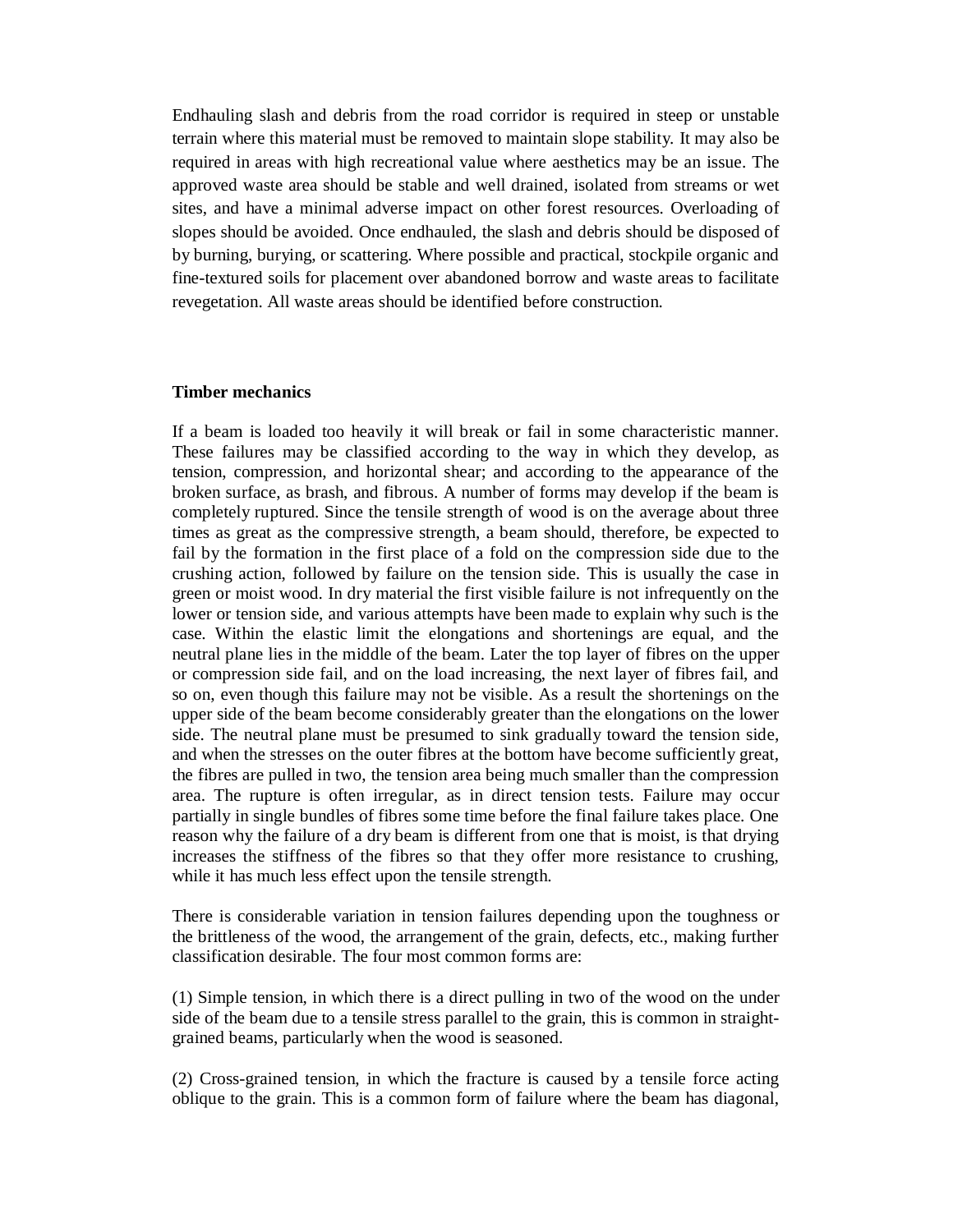Endhauling slash and debris from the road corridor is required in steep or unstable terrain where this material must be removed to maintain slope stability. It may also be required in areas with high recreational value where aesthetics may be an issue. The approved waste area should be stable and well drained, isolated from streams or wet sites, and have a minimal adverse impact on other forest resources. Overloading of slopes should be avoided. Once endhauled, the slash and debris should be disposed of by burning, burying, or scattering. Where possible and practical, stockpile organic and fine-textured soils for placement over abandoned borrow and waste areas to facilitate revegetation. All waste areas should be identified before construction.

**Timber mechanics**

If a beam is loaded too heavily it will break or fail in some characteristic manner. These failures may be classified according to the way in which they develop, as tension, compression, and horizontal shear; and according to the appearance of the broken surface, as brash, and fibrous. A number of forms may develop if the beam is completely ruptured. Since the tensile strength of wood is on the average about three times as great as the compressive strength, a beam should, therefore, be expected to fail by the formation in the first place of a fold on the compression side due to the crushing action, followed by failure on the tension side. This is usually the case in green or moist wood. In dry material the first visible failure is not infrequently on the lower or tension side, and various attempts have been made to explain why such is the case. Within the elastic limit the elongations and shortenings are equal, and the neutral plane lies in the middle of the beam. Later the top layer of fibres on the upper or compression side fail, and on the load increasing, the next layer of fibres fail, and so on, even though this failure may not be visible. As a result the shortenings on the upper side of the beam become considerably greater than the elongations on the lower side. The neutral plane must be presumed to sink gradually toward the tension side, and when the stresses on the outer fibres at the bottom have become sufficiently great, the fibres are pulled in two, the tension area being much smaller than the compression area. The rupture is often irregular, as in direct tension tests. Failure may occur partially in single bundles of fibres some time before the final failure takes place. One reason why the failure of a dry beam is different from one that is moist, is that drying increases the stiffness of the fibres so that they offer more resistance to crushing, while it has much less effect upon the tensile strength.

There is considerable variation in tension failures depending upon the toughness or the brittleness of the wood, the arrangement of the grain, defects, etc., making further classification desirable. The four most common forms are:

(1) Simple tension, in which there is a direct pulling in two of the wood on the under side of the beam due to a tensile stress parallel to the grain, this is common in straight-grained beams, particularly when the wood is seasoned.

(2) Cross-grained tension, in which the fracture is caused by a tensile force acting oblique to the grain. This is a common form of failure where the beam has diagonal,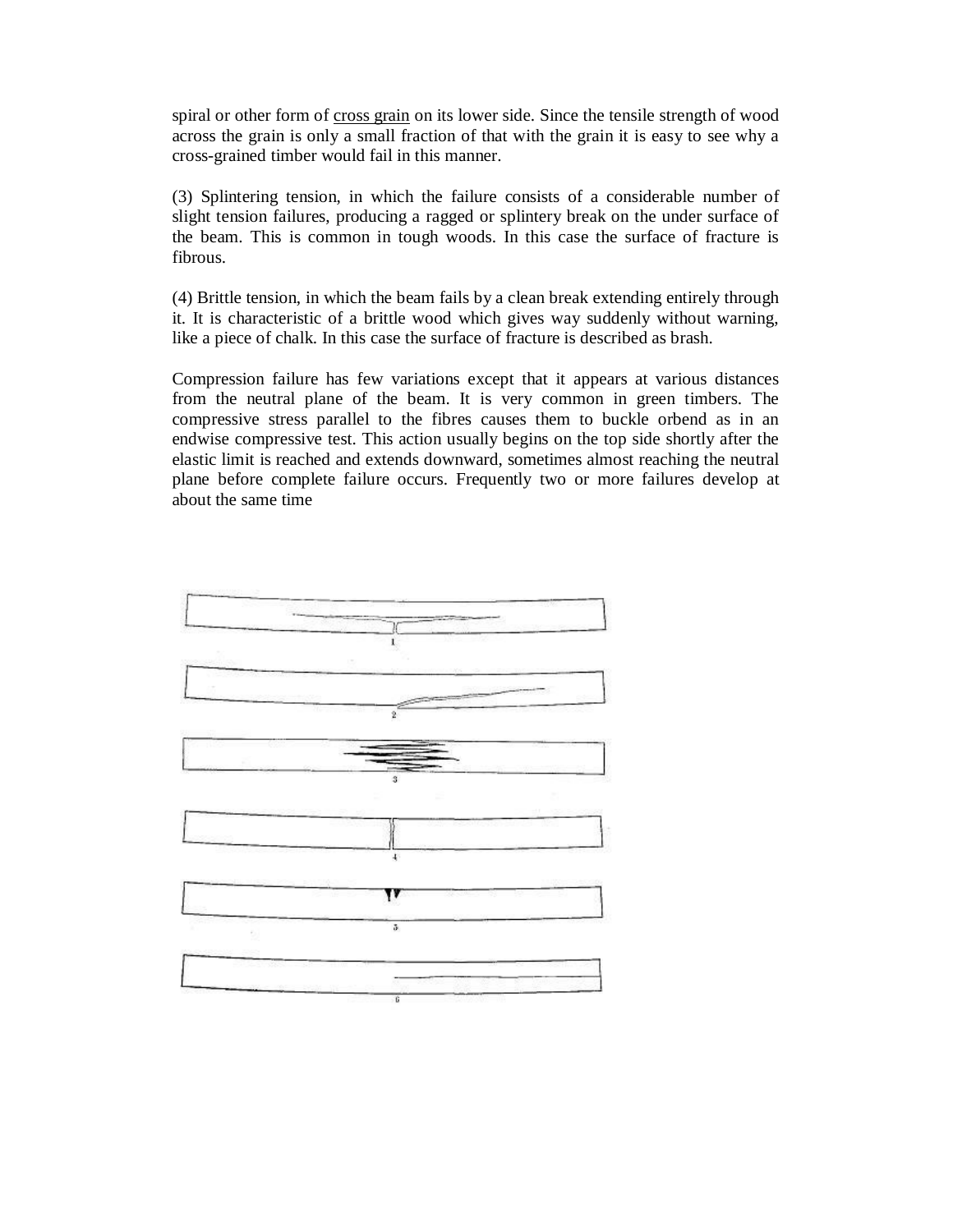spiral or other form of cross grain on its lower side. Since the tensile strength of wood across the grain is only a small fraction of that with the grain it is easy to see why a cross-grained timber would fail in this manner.

(3) Splintering tension, in which the failure consists of a considerable number of slight tension failures, producing a ragged or splintery break on the under surface of the beam. This is common in tough woods. In this case the surface of fracture is fibrous.

(4) Brittle tension, in which the beam fails by a clean break extending entirely through it. It is characteristic of a brittle wood which gives way suddenly without warning, like a piece of chalk. In this case the surface of fracture is described as brash.

Compression failure has few variations except that it appears at various distances from the neutral plane of the beam. It is very common in green timbers. The compressive stress parallel to the fibres causes them to buckle orbend as in an endwise compressive test. This action usually begins on the top side shortly after the elastic limit is reached and extends downward, sometimes almost reaching the neutral plane before complete failure occurs. Frequently two or more failures develop at about the same time

1

2

3

4

5

6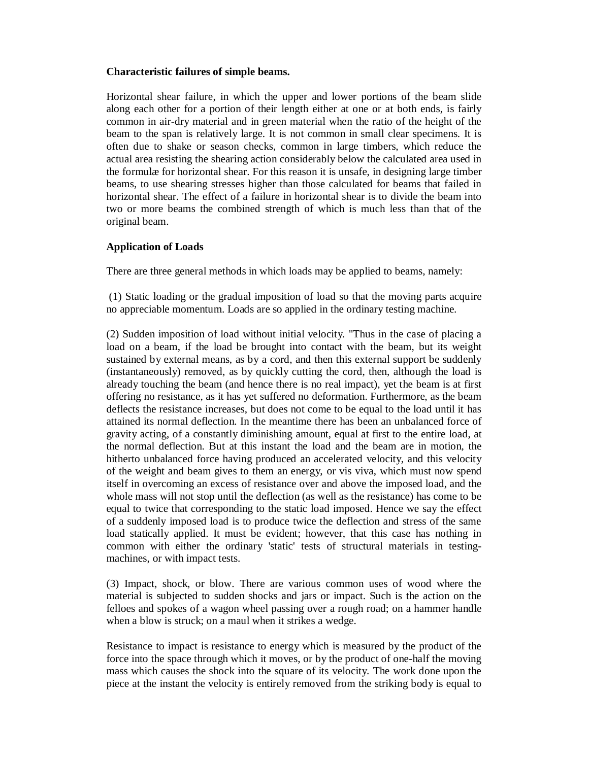**Characteristic failures of simple beams.**

Horizontal shear failure, in which the upper and lower portions of the beam slide along each other for a portion of their length either at one or at both ends, is fairly common in air-dry material and in green material when the ratio of the height of the beam to the span is relatively large. It is not common in small clear specimens. It is often due to shake or season checks, common in large timbers, which reduce the actual area resisting the shearing action considerably below the calculated area used in the formulæ for horizontal shear. For this reason it is unsafe, in designing large timber beams, to use shearing stresses higher than those calculated for beams that failed in horizontal shear. The effect of a failure in horizontal shear is to divide the beam into two or more beams the combined strength of which is much less than that of the original beam.

**Application of Loads**

There are three general methods in which loads may be applied to beams, namely:

(1) Static loading or the gradual imposition of load so that the moving parts acquire no appreciable momentum. Loads are so applied in the ordinary testing machine.

(2) Sudden imposition of load without initial velocity. "Thus in the case of placing a load on a beam, if the load be brought into contact with the beam, but its weight sustained by external means, as by a cord, and then this external support be suddenly (instantaneously) removed, as by quickly cutting the cord, then, although the load is already touching the beam (and hence there is no real impact), yet the beam is at first offering no resistance, as it has yet suffered no deformation. Furthermore, as the beam deflects the resistance increases, but does not come to be equal to the load until it has attained its normal deflection. In the meantime there has been an unbalanced force of gravity acting, of a constantly diminishing amount, equal at first to the entire load, at the normal deflection. But at this instant the load and the beam are in motion, the hitherto unbalanced force having produced an accelerated velocity, and this velocity of the weight and beam gives to them an energy, or vis viva, which must now spend itself in overcoming an excess of resistance over and above the imposed load, and the whole mass will not stop until the deflection (as well as the resistance) has come to be equal to twice that corresponding to the static load imposed. Hence we say the effect of a suddenly imposed load is to produce twice the deflection and stress of the same load statically applied. It must be evident; however, that this case has nothing in common with either the ordinary 'static' tests of structural materials in testing-machines, or with impact tests.

(3) Impact, shock, or blow. There are various common uses of wood where the material is subjected to sudden shocks and jars or impact. Such is the action on the felloes and spokes of a wagon wheel passing over a rough road; on a hammer handle when a blow is struck; on a maul when it strikes a wedge.

Resistance to impact is resistance to energy which is measured by the product of the force into the space through which it moves, or by the product of one-half the moving mass which causes the shock into the square of its velocity. The work done upon the piece at the instant the velocity is entirely removed from the striking body is equal to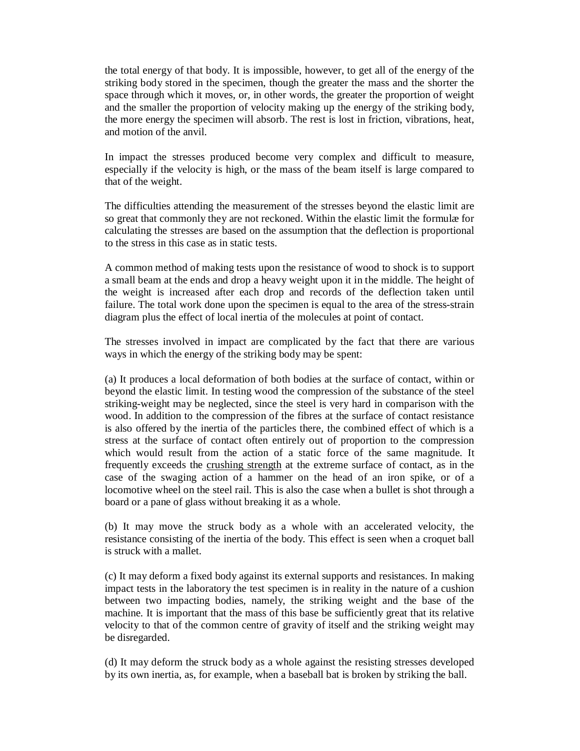the total energy of that body. It is impossible, however, to get all of the energy of the striking body stored in the specimen, though the greater the mass and the shorter the space through which it moves, or, in other words, the greater the proportion of weight and the smaller the proportion of velocity making up the energy of the striking body, the more energy the specimen will absorb. The rest is lost in friction, vibrations, heat, and motion of the anvil.

In impact the stresses produced become very complex and difficult to measure, especially if the velocity is high, or the mass of the beam itself is large compared to that of the weight.

The difficulties attending the measurement of the stresses beyond the elastic limit are so great that commonly they are not reckoned. Within the elastic limit the formulæ for calculating the stresses are based on the assumption that the deflection is proportional to the stress in this case as in static tests.

A common method of making tests upon the resistance of wood to shock is to support a small beam at the ends and drop a heavy weight upon it in the middle. The height of the weight is increased after each drop and records of the deflection taken until failure. The total work done upon the specimen is equal to the area of the stress-strain diagram plus the effect of local inertia of the molecules at point of contact.

The stresses involved in impact are complicated by the fact that there are various ways in which the energy of the striking body may be spent:

(a) It produces a local deformation of both bodies at the surface of contact, within or beyond the elastic limit. In testing wood the compression of the substance of the steel striking-weight may be neglected, since the steel is very hard in comparison with the wood. In addition to the compression of the fibres at the surface of contact resistance is also offered by the inertia of the particles there, the combined effect of which is a stress at the surface of contact often entirely out of proportion to the compression which would result from the action of a static force of the same magnitude. It frequently exceeds the crushing strength at the extreme surface of contact, as in the case of the swaging action of a hammer on the head of an iron spike, or of a locomotive wheel on the steel rail. This is also the case when a bullet is shot through a board or a pane of glass without breaking it as a whole.

(b) It may move the struck body as a whole with an accelerated velocity, the resistance consisting of the inertia of the body. This effect is seen when a croquet ball is struck with a mallet.

(c) It may deform a fixed body against its external supports and resistances. In making impact tests in the laboratory the test specimen is in reality in the nature of a cushion between two impacting bodies, namely, the striking weight and the base of the machine. It is important that the mass of this base be sufficiently great that its relative velocity to that of the common centre of gravity of itself and the striking weight may be disregarded.

(d) It may deform the struck body as a whole against the resisting stresses developed by its own inertia, as, for example, when a baseball bat is broken by striking the ball.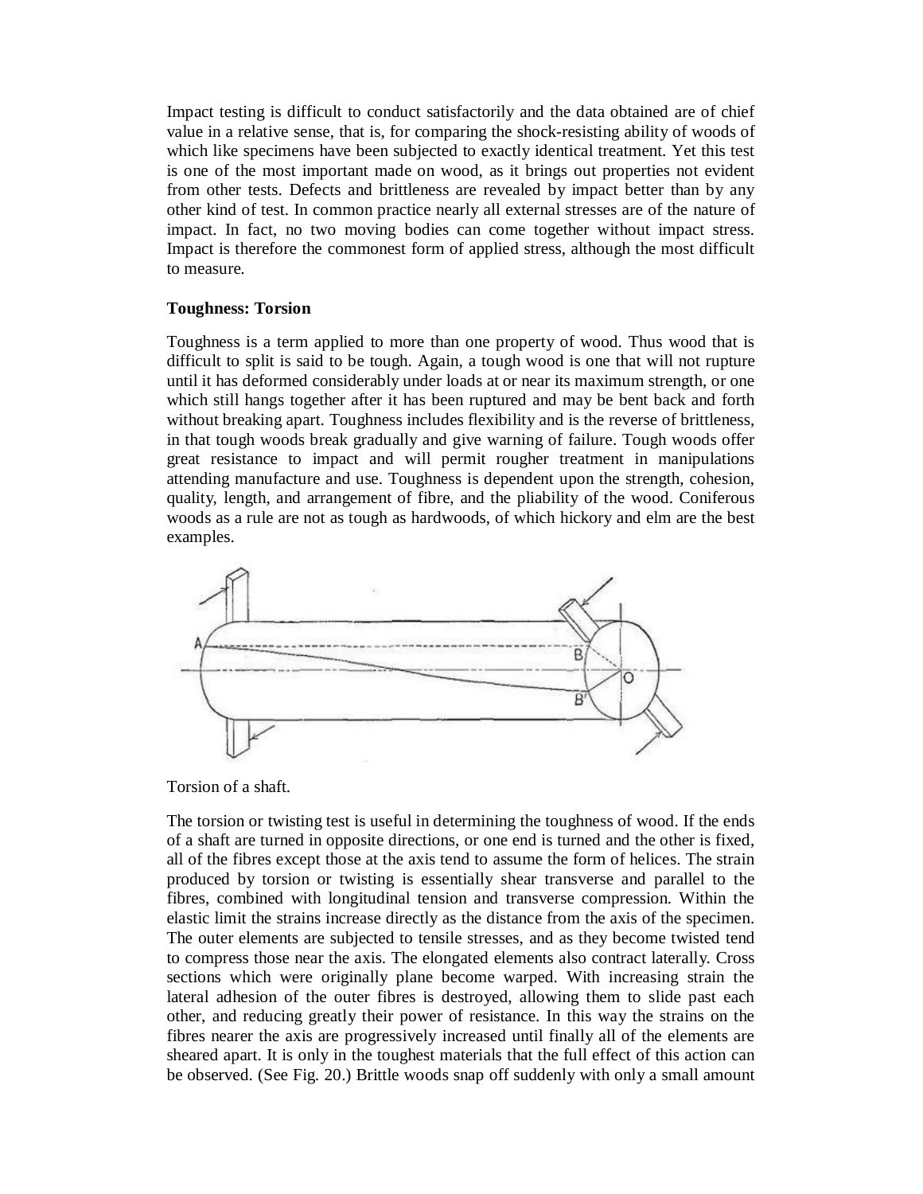Impact testing is difficult to conduct satisfactorily and the data obtained are of chief value in a relative sense, that is, for comparing the shock-resisting ability of woods of which like specimens have been subjected to exactly identical treatment. Yet this test is one of the most important made on wood, as it brings out properties not evident from other tests. Defects and brittleness are revealed by impact better than by any other kind of test. In common practice nearly all external stresses are of the nature of impact. In fact, no two moving bodies can come together without impact stress. Impact is therefore the commonest form of applied stress, although the most difficult to measure.

**Toughness: Torsion**

Toughness is a term applied to more than one property of wood. Thus wood that is difficult to split is said to be tough. Again, a tough wood is one that will not rupture until it has deformed considerably under loads at or near its maximum strength, or one which still hangs together after it has been ruptured and may be bent back and forth without breaking apart. Toughness includes flexibility and is the reverse of brittleness, in that tough woods break gradually and give warning of failure. Tough woods offer great resistance to impact and will permit rougher treatment in manipulations attending manufacture and use. Toughness is dependent upon the strength, cohesion, quality, length, and arrangement of fibre, and the pliability of the wood. Coniferous woods as a rule are not as tough as hardwoods, of which hickory and elm are the best examples.

Torsion of a shaft.

The torsion or twisting test is useful in determining the toughness of wood. If the ends of a shaft are turned in opposite directions, or one end is turned and the other is fixed, all of the fibres except those at the axis tend to assume the form of helices. The strain produced by torsion or twisting is essentially shear transverse and parallel to the fibres, combined with longitudinal tension and transverse compression. Within the elastic limit the strains increase directly as the distance from the axis of the specimen. The outer elements are subjected to tensile stresses, and as they become twisted tend to compress those near the axis. The elongated elements also contract laterally. Cross sections which were originally plane become warped. With increasing strain the lateral adhesion of the outer fibres is destroyed, allowing them to slide past each other, and reducing greatly their power of resistance. In this way the strains on the fibres nearer the axis are progressively increased until finally all of the elements are sheared apart. It is only in the toughest materials that the full effect of this action can be observed. (See Fig. 20.) Brittle woods snap off suddenly with only a small amount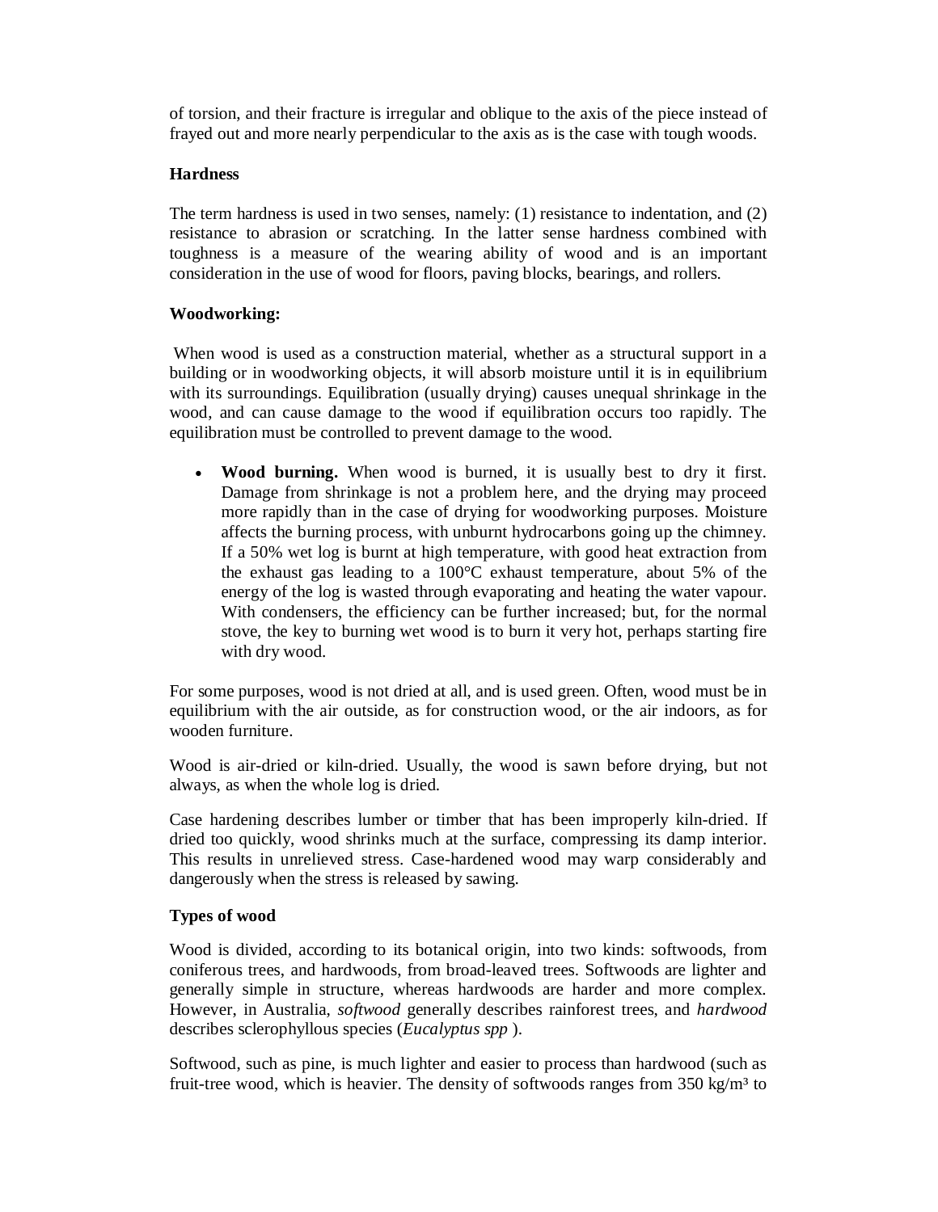of torsion, and their fracture is irregular and oblique to the axis of the piece instead of frayed out and more nearly perpendicular to the axis as is the case with tough woods.

**Hardness**

The term hardness is used in two senses, namely: (1) resistance to indentation, and (2) resistance to abrasion or scratching. In the latter sense hardness combined with toughness is a measure of the wearing ability of wood and is an important consideration in the use of wood for floors, paving blocks, bearings, and rollers.

**Woodworking:**

When wood is used as a construction material, whether as a structural support in a building or in woodworking objects, it will absorb moisture until it is in equilibrium with its surroundings. Equilibration (usually drying) causes unequal shrinkage in the wood, and can cause damage to the wood if equilibration occurs too rapidly. The equilibration must be controlled to prevent damage to the wood.

- **Wood burning.** When wood is burned, it is usually best to dry it first. Damage from shrinkage is not a problem here, and the drying may proceed more rapidly than in the case of drying for woodworking purposes. Moisture affects the burning process, with unburnt hydrocarbons going up the chimney. If a 50% wet log is burnt at high temperature, with good heat extraction from the exhaust gas leading to a 100°C exhaust temperature, about 5% of the energy of the log is wasted through evaporating and heating the water vapour. With condensers, the efficiency can be further increased; but, for the normal stove, the key to burning wet wood is to burn it very hot, perhaps starting fire with dry wood.

For some purposes, wood is not dried at all, and is used green. Often, wood must be in equilibrium with the air outside, as for construction wood, or the air indoors, as for wooden furniture.

Wood is air-dried or kiln-dried. Usually, the wood is sawn before drying, but not always, as when the whole log is dried.

Case hardening describes lumber or timber that has been improperly kiln-dried. If dried too quickly, wood shrinks much at the surface, compressing its damp interior. This results in unrelieved stress. Case-hardened wood may warp considerably and dangerously when the stress is released by sawing.

**Types of wood**

Wood is divided, according to its botanical origin, into two kinds: softwoods, from coniferous trees, and hardwoods, from broad-leaved trees. Softwoods are lighter and generally simple in structure, whereas hardwoods are harder and more complex. However, in Australia, *softwood* generally describes rainforest trees, and *hardwood* describes sclerophyllous species (*Eucalyptus spp* ).

Softwood, such as pine, is much lighter and easier to process than hardwood (such as fruit-tree wood, which is heavier. The density of softwoods ranges from 350 kg/m³ to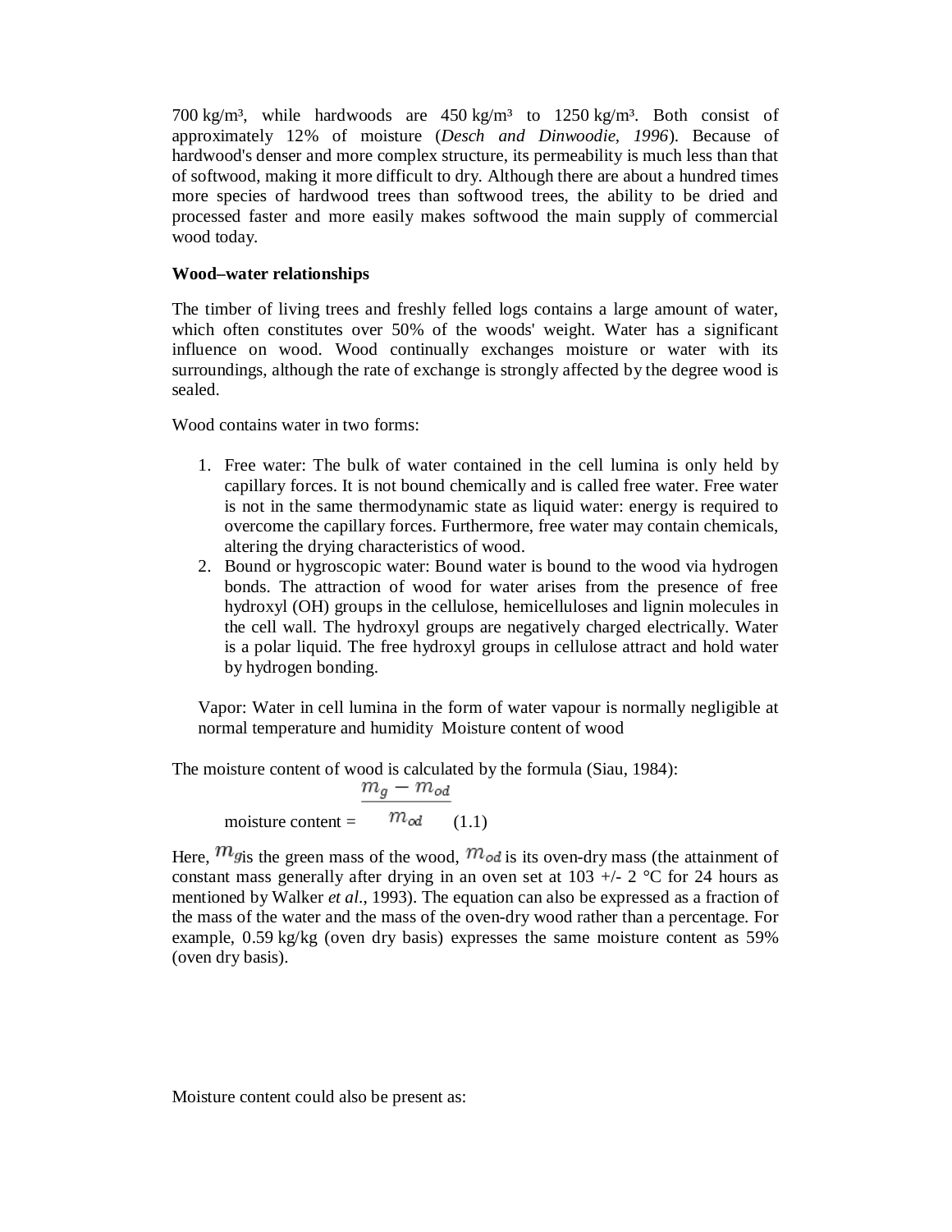700 kg/m³, while hardwoods are 450 kg/m³ to 1250 kg/m³. Both consist of approximately 12% of moisture (*Desch and Dinwoodie, 1996*). Because of hardwood's denser and more complex structure, its permeability is much less than that of softwood, making it more difficult to dry. Although there are about a hundred times more species of hardwood trees than softwood trees, the ability to be dried and processed faster and more easily makes softwood the main supply of commercial wood today.

**Wood–water relationships**

The timber of living trees and freshly felled logs contains a large amount of water, which often constitutes over 50% of the woods' weight. Water has a significant influence on wood. Wood continually exchanges moisture or water with its surroundings, although the rate of exchange is strongly affected by the degree wood is sealed.

Wood contains water in two forms:

1. Free water: The bulk of water contained in the cell lumina is only held by capillary forces. It is not bound chemically and is called free water. Free water is not in the same thermodynamic state as liquid water: energy is required to overcome the capillary forces. Furthermore, free water may contain chemicals, altering the drying characteristics of wood.
2. Bound or hygroscopic water: Bound water is bound to the wood via hydrogen bonds. The attraction of wood for water arises from the presence of free hydroxyl (OH) groups in the cellulose, hemicelluloses and lignin molecules in the cell wall. The hydroxyl groups are negatively charged electrically. Water is a polar liquid. The free hydroxyl groups in cellulose attract and hold water by hydrogen bonding.

Vapor: Water in cell lumina in the form of water vapour is normally negligible at normal temperature and humidity Moisture content of wood

The moisture content of wood is calculated by the formula (Siau, 1984):

$$\text{moisture content} = \frac{m_g - m_{od}}{m_{od}} \quad (1.1)$$

Here, $m_g$ is the green mass of the wood, $m_{od}$ is its oven-dry mass (the attainment of constant mass generally after drying in an oven set at 103 +/- 2 °C for 24 hours as mentioned by Walker *et al.*, 1993). The equation can also be expressed as a fraction of the mass of the water and the mass of the oven-dry wood rather than a percentage. For example, 0.59 kg/kg (oven dry basis) expresses the same moisture content as 59% (oven dry basis).

Moisture content could also be present as: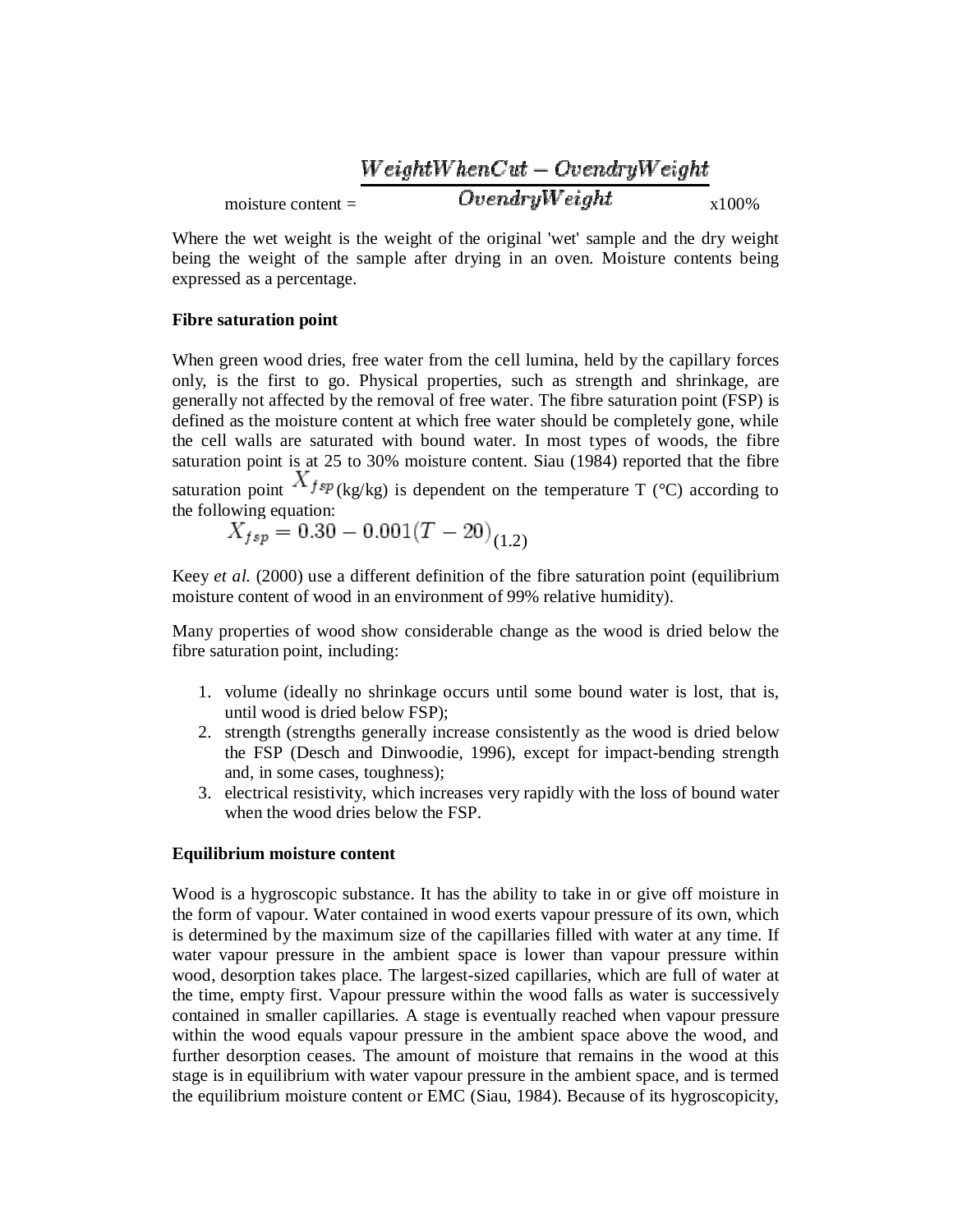$$\text{moisture content} = \frac{WeightWhenCut - OvendryWeight}{OvendryWeight} \times 100\%$$

Where the wet weight is the weight of the original 'wet' sample and the dry weight being the weight of the sample after drying in an oven. Moisture contents being expressed as a percentage.

**Fibre saturation point**

When green wood dries, free water from the cell lumina, held by the capillary forces only, is the first to go. Physical properties, such as strength and shrinkage, are generally not affected by the removal of free water. The fibre saturation point (FSP) is defined as the moisture content at which free water should be completely gone, while the cell walls are saturated with bound water. In most types of woods, the fibre saturation point is at 25 to 30% moisture content. Siau (1984) reported that the fibre saturation point $X_{fsp}$ (kg/kg) is dependent on the temperature T (°C) according to the following equation:

$$X_{fsp} = 0.30 - 0.001(T - 20) \quad (1.2)$$

Keey *et al.* (2000) use a different definition of the fibre saturation point (equilibrium moisture content of wood in an environment of 99% relative humidity).

Many properties of wood show considerable change as the wood is dried below the fibre saturation point, including:

1. volume (ideally no shrinkage occurs until some bound water is lost, that is, until wood is dried below FSP);
2. strength (strengths generally increase consistently as the wood is dried below the FSP (Desch and Dinwoodie, 1996), except for impact-bending strength and, in some cases, toughness);
3. electrical resistivity, which increases very rapidly with the loss of bound water when the wood dries below the FSP.

**Equilibrium moisture content**

Wood is a hygroscopic substance. It has the ability to take in or give off moisture in the form of vapour. Water contained in wood exerts vapour pressure of its own, which is determined by the maximum size of the capillaries filled with water at any time. If water vapour pressure in the ambient space is lower than vapour pressure within wood, desorption takes place. The largest-sized capillaries, which are full of water at the time, empty first. Vapour pressure within the wood falls as water is successively contained in smaller capillaries. A stage is eventually reached when vapour pressure within the wood equals vapour pressure in the ambient space above the wood, and further desorption ceases. The amount of moisture that remains in the wood at this stage is in equilibrium with water vapour pressure in the ambient space, and is termed the equilibrium moisture content or EMC (Siau, 1984). Because of its hygroscopicity,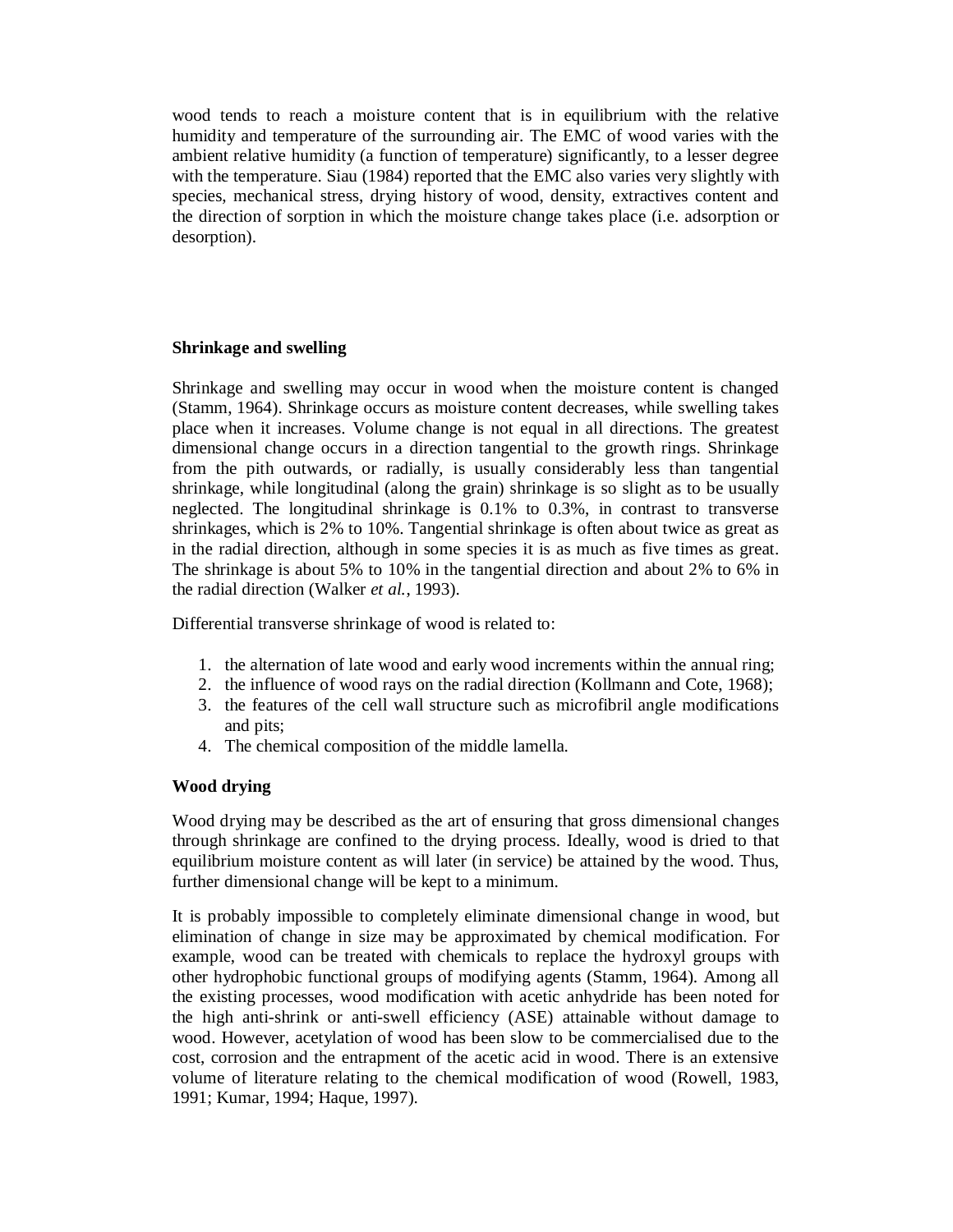wood tends to reach a moisture content that is in equilibrium with the relative humidity and temperature of the surrounding air. The EMC of wood varies with the ambient relative humidity (a function of temperature) significantly, to a lesser degree with the temperature. Siau (1984) reported that the EMC also varies very slightly with species, mechanical stress, drying history of wood, density, extractives content and the direction of sorption in which the moisture change takes place (i.e. adsorption or desorption).

### Shrinkage and swelling

Shrinkage and swelling may occur in wood when the moisture content is changed (Stamm, 1964). Shrinkage occurs as moisture content decreases, while swelling takes place when it increases. Volume change is not equal in all directions. The greatest dimensional change occurs in a direction tangential to the growth rings. Shrinkage from the pith outwards, or radially, is usually considerably less than tangential shrinkage, while longitudinal (along the grain) shrinkage is so slight as to be usually neglected. The longitudinal shrinkage is 0.1% to 0.3%, in contrast to transverse shrinkages, which is 2% to 10%. Tangential shrinkage is often about twice as great as in the radial direction, although in some species it is as much as five times as great. The shrinkage is about 5% to 10% in the tangential direction and about 2% to 6% in the radial direction (Walker *et al.*, 1993).

Differential transverse shrinkage of wood is related to:

1. the alternation of late wood and early wood increments within the annual ring;
2. the influence of wood rays on the radial direction (Kollmann and Cote, 1968);
3. the features of the cell wall structure such as microfibril angle modifications and pits;
4. The chemical composition of the middle lamella.

### Wood drying

Wood drying may be described as the art of ensuring that gross dimensional changes through shrinkage are confined to the drying process. Ideally, wood is dried to that equilibrium moisture content as will later (in service) be attained by the wood. Thus, further dimensional change will be kept to a minimum.

It is probably impossible to completely eliminate dimensional change in wood, but elimination of change in size may be approximated by chemical modification. For example, wood can be treated with chemicals to replace the hydroxyl groups with other hydrophobic functional groups of modifying agents (Stamm, 1964). Among all the existing processes, wood modification with acetic anhydride has been noted for the high anti-shrink or anti-swell efficiency (ASE) attainable without damage to wood. However, acetylation of wood has been slow to be commercialised due to the cost, corrosion and the entrapment of the acetic acid in wood. There is an extensive volume of literature relating to the chemical modification of wood (Rowell, 1983, 1991; Kumar, 1994; Haque, 1997).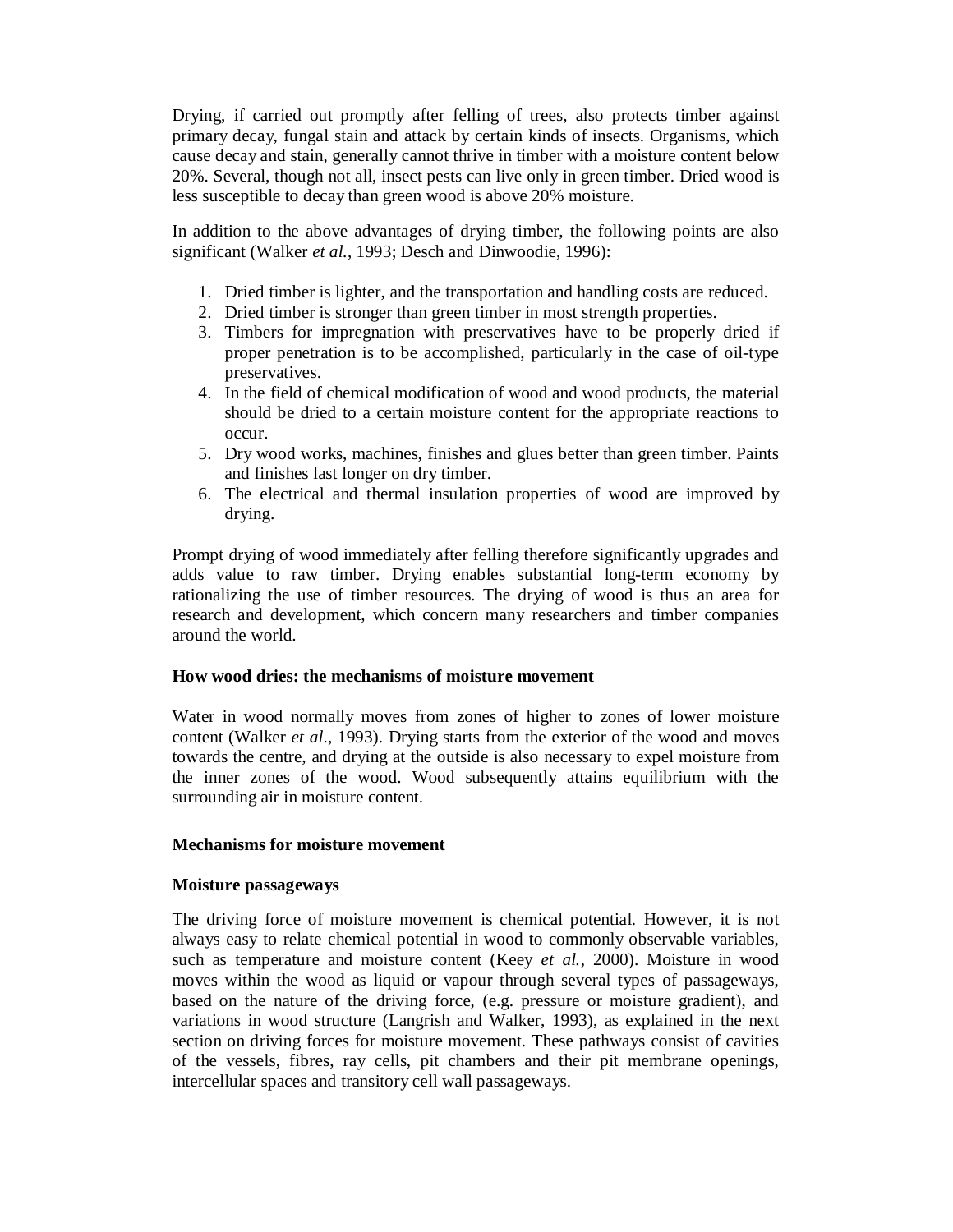Drying, if carried out promptly after felling of trees, also protects timber against primary decay, fungal stain and attack by certain kinds of insects. Organisms, which cause decay and stain, generally cannot thrive in timber with a moisture content below 20%. Several, though not all, insect pests can live only in green timber. Dried wood is less susceptible to decay than green wood is above 20% moisture.

In addition to the above advantages of drying timber, the following points are also significant (Walker *et al.*, 1993; Desch and Dinwoodie, 1996):

1. Dried timber is lighter, and the transportation and handling costs are reduced.
2. Dried timber is stronger than green timber in most strength properties.
3. Timbers for impregnation with preservatives have to be properly dried if proper penetration is to be accomplished, particularly in the case of oil-type preservatives.
4. In the field of chemical modification of wood and wood products, the material should be dried to a certain moisture content for the appropriate reactions to occur.
5. Dry wood works, machines, finishes and glues better than green timber. Paints and finishes last longer on dry timber.
6. The electrical and thermal insulation properties of wood are improved by drying.

Prompt drying of wood immediately after felling therefore significantly upgrades and adds value to raw timber. Drying enables substantial long-term economy by rationalizing the use of timber resources. The drying of wood is thus an area for research and development, which concern many researchers and timber companies around the world.

**How wood dries: the mechanisms of moisture movement**

Water in wood normally moves from zones of higher to zones of lower moisture content (Walker *et al.*, 1993). Drying starts from the exterior of the wood and moves towards the centre, and drying at the outside is also necessary to expel moisture from the inner zones of the wood. Wood subsequently attains equilibrium with the surrounding air in moisture content.

**Mechanisms for moisture movement**

**Moisture passageways**

The driving force of moisture movement is chemical potential. However, it is not always easy to relate chemical potential in wood to commonly observable variables, such as temperature and moisture content (Keey *et al.*, 2000). Moisture in wood moves within the wood as liquid or vapour through several types of passageways, based on the nature of the driving force, (e.g. pressure or moisture gradient), and variations in wood structure (Langrish and Walker, 1993), as explained in the next section on driving forces for moisture movement. These pathways consist of cavities of the vessels, fibres, ray cells, pit chambers and their pit membrane openings, intercellular spaces and transitory cell wall passageways.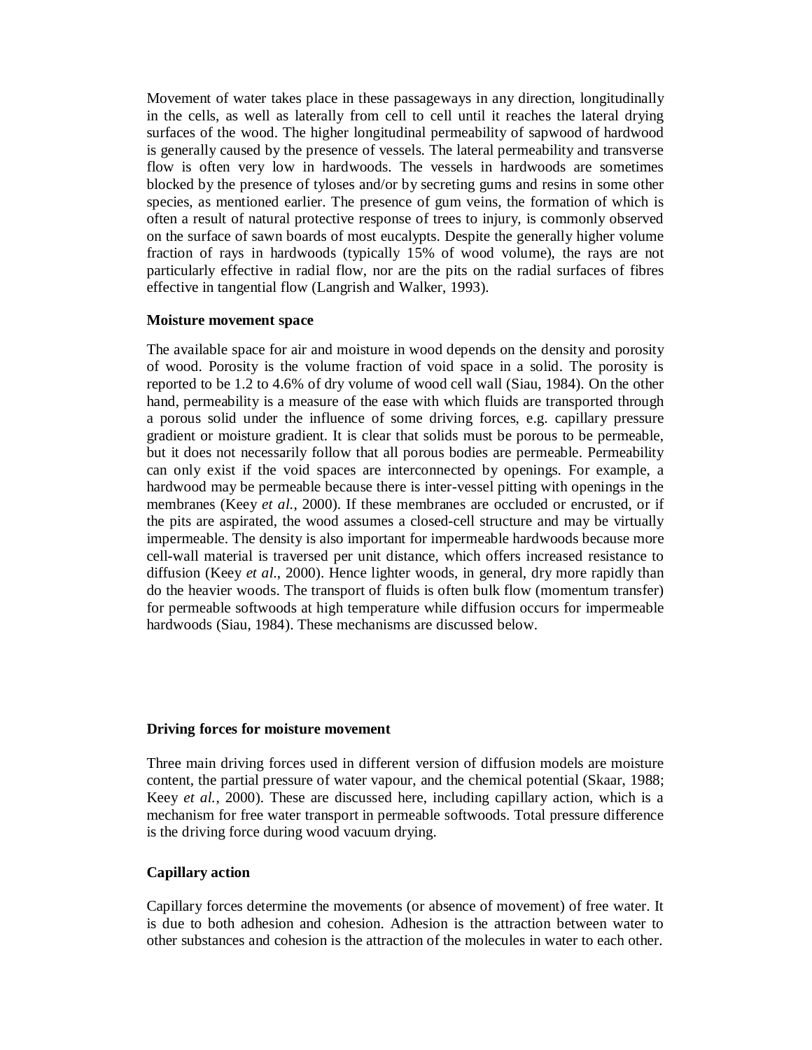Movement of water takes place in these passageways in any direction, longitudinally in the cells, as well as laterally from cell to cell until it reaches the lateral drying surfaces of the wood. The higher longitudinal permeability of sapwood of hardwood is generally caused by the presence of vessels. The lateral permeability and transverse flow is often very low in hardwoods. The vessels in hardwoods are sometimes blocked by the presence of tyloses and/or by secreting gums and resins in some other species, as mentioned earlier. The presence of gum veins, the formation of which is often a result of natural protective response of trees to injury, is commonly observed on the surface of sawn boards of most eucalypts. Despite the generally higher volume fraction of rays in hardwoods (typically 15% of wood volume), the rays are not particularly effective in radial flow, nor are the pits on the radial surfaces of fibres effective in tangential flow (Langrish and Walker, 1993).

**Moisture movement space**

The available space for air and moisture in wood depends on the density and porosity of wood. Porosity is the volume fraction of void space in a solid. The porosity is reported to be 1.2 to 4.6% of dry volume of wood cell wall (Siau, 1984). On the other hand, permeability is a measure of the ease with which fluids are transported through a porous solid under the influence of some driving forces, e.g. capillary pressure gradient or moisture gradient. It is clear that solids must be porous to be permeable, but it does not necessarily follow that all porous bodies are permeable. Permeability can only exist if the void spaces are interconnected by openings. For example, a hardwood may be permeable because there is inter-vessel pitting with openings in the membranes (Keey *et al.*, 2000). If these membranes are occluded or encrusted, or if the pits are aspirated, the wood assumes a closed-cell structure and may be virtually impermeable. The density is also important for impermeable hardwoods because more cell-wall material is traversed per unit distance, which offers increased resistance to diffusion (Keey *et al.*, 2000). Hence lighter woods, in general, dry more rapidly than do the heavier woods. The transport of fluids is often bulk flow (momentum transfer) for permeable softwoods at high temperature while diffusion occurs for impermeable hardwoods (Siau, 1984). These mechanisms are discussed below.

**Driving forces for moisture movement**

Three main driving forces used in different version of diffusion models are moisture content, the partial pressure of water vapour, and the chemical potential (Skaar, 1988; Keey *et al.*, 2000). These are discussed here, including capillary action, which is a mechanism for free water transport in permeable softwoods. Total pressure difference is the driving force during wood vacuum drying.

**Capillary action**

Capillary forces determine the movements (or absence of movement) of free water. It is due to both adhesion and cohesion. Adhesion is the attraction between water to other substances and cohesion is the attraction of the molecules in water to each other.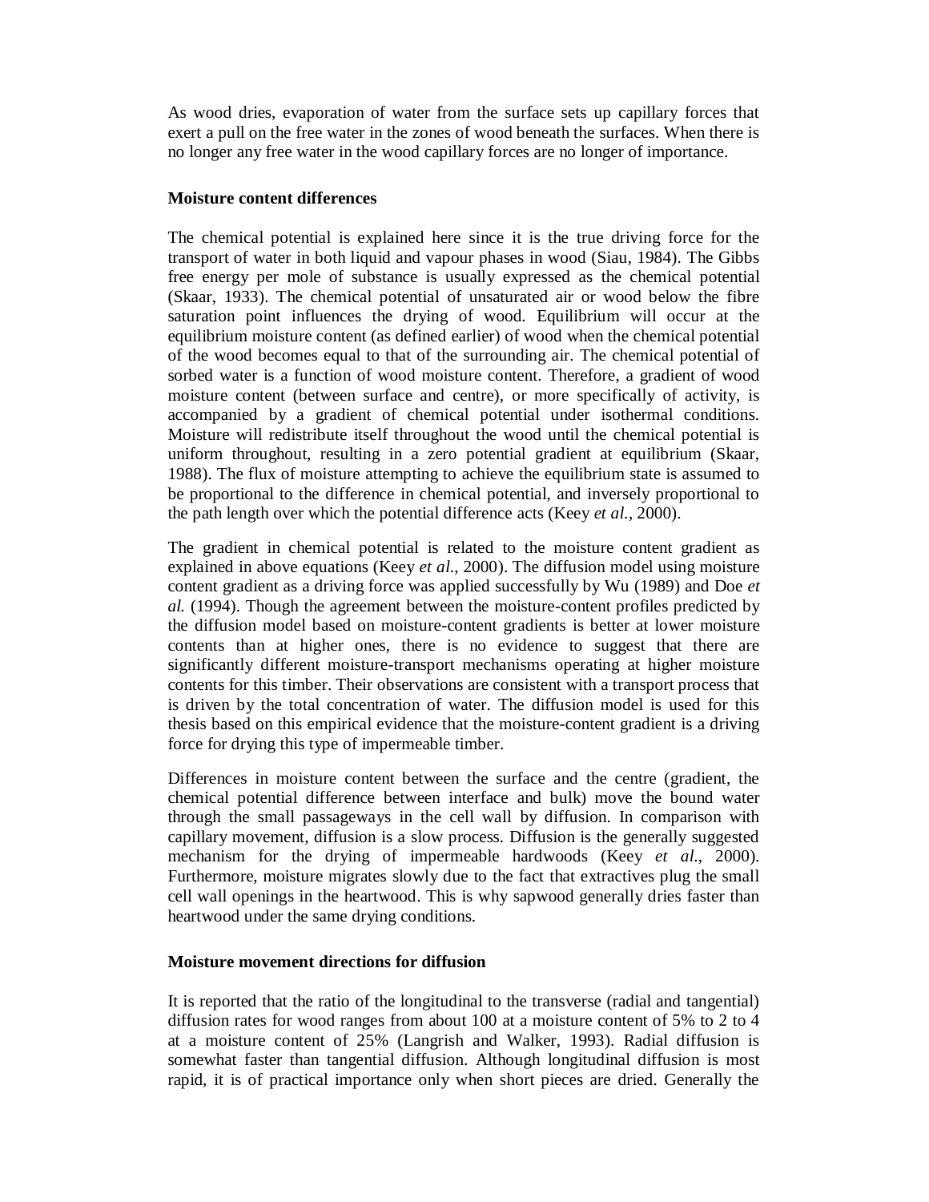As wood dries, evaporation of water from the surface sets up capillary forces that exert a pull on the free water in the zones of wood beneath the surfaces. When there is no longer any free water in the wood capillary forces are no longer of importance.

**Moisture content differences**

The chemical potential is explained here since it is the true driving force for the transport of water in both liquid and vapour phases in wood (Siau, 1984). The Gibbs free energy per mole of substance is usually expressed as the chemical potential (Skaar, 1933). The chemical potential of unsaturated air or wood below the fibre saturation point influences the drying of wood. Equilibrium will occur at the equilibrium moisture content (as defined earlier) of wood when the chemical potential of the wood becomes equal to that of the surrounding air. The chemical potential of sorbed water is a function of wood moisture content. Therefore, a gradient of wood moisture content (between surface and centre), or more specifically of activity, is accompanied by a gradient of chemical potential under isothermal conditions. Moisture will redistribute itself throughout the wood until the chemical potential is uniform throughout, resulting in a zero potential gradient at equilibrium (Skaar, 1988). The flux of moisture attempting to achieve the equilibrium state is assumed to be proportional to the difference in chemical potential, and inversely proportional to the path length over which the potential difference acts (Keey *et al.*, 2000).

The gradient in chemical potential is related to the moisture content gradient as explained in above equations (Keey *et al.,* 2000). The diffusion model using moisture content gradient as a driving force was applied successfully by Wu (1989) and Doe *et al.* (1994). Though the agreement between the moisture-content profiles predicted by the diffusion model based on moisture-content gradients is better at lower moisture contents than at higher ones, there is no evidence to suggest that there are significantly different moisture-transport mechanisms operating at higher moisture contents for this timber. Their observations are consistent with a transport process that is driven by the total concentration of water. The diffusion model is used for this thesis based on this empirical evidence that the moisture-content gradient is a driving force for drying this type of impermeable timber.

Differences in moisture content between the surface and the centre (gradient, the chemical potential difference between interface and bulk) move the bound water through the small passageways in the cell wall by diffusion. In comparison with capillary movement, diffusion is a slow process. Diffusion is the generally suggested mechanism for the drying of impermeable hardwoods (Keey *et al.*, 2000). Furthermore, moisture migrates slowly due to the fact that extractives plug the small cell wall openings in the heartwood. This is why sapwood generally dries faster than heartwood under the same drying conditions.

**Moisture movement directions for diffusion**

It is reported that the ratio of the longitudinal to the transverse (radial and tangential) diffusion rates for wood ranges from about 100 at a moisture content of 5% to 2 to 4 at a moisture content of 25% (Langrish and Walker, 1993). Radial diffusion is somewhat faster than tangential diffusion. Although longitudinal diffusion is most rapid, it is of practical importance only when short pieces are dried. Generally the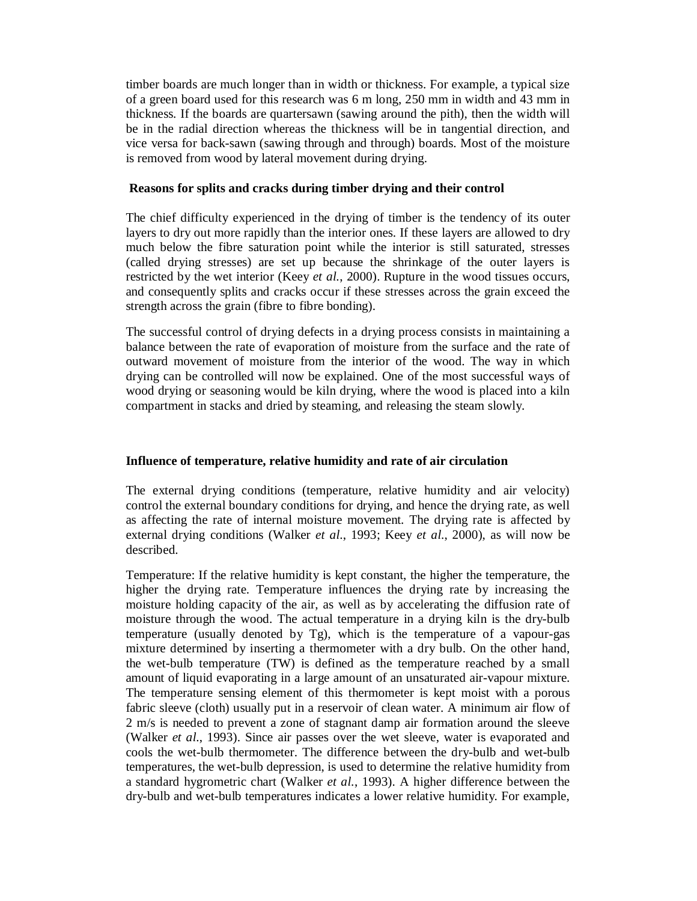timber boards are much longer than in width or thickness. For example, a typical size of a green board used for this research was 6 m long, 250 mm in width and 43 mm in thickness. If the boards are quartersawn (sawing around the pith), then the width will be in the radial direction whereas the thickness will be in tangential direction, and vice versa for back-sawn (sawing through and through) boards. Most of the moisture is removed from wood by lateral movement during drying.

### Reasons for splits and cracks during timber drying and their control

The chief difficulty experienced in the drying of timber is the tendency of its outer layers to dry out more rapidly than the interior ones. If these layers are allowed to dry much below the fibre saturation point while the interior is still saturated, stresses (called drying stresses) are set up because the shrinkage of the outer layers is restricted by the wet interior (Keey *et al.*, 2000). Rupture in the wood tissues occurs, and consequently splits and cracks occur if these stresses across the grain exceed the strength across the grain (fibre to fibre bonding).

The successful control of drying defects in a drying process consists in maintaining a balance between the rate of evaporation of moisture from the surface and the rate of outward movement of moisture from the interior of the wood. The way in which drying can be controlled will now be explained. One of the most successful ways of wood drying or seasoning would be kiln drying, where the wood is placed into a kiln compartment in stacks and dried by steaming, and releasing the steam slowly.

### Influence of temperature, relative humidity and rate of air circulation

The external drying conditions (temperature, relative humidity and air velocity) control the external boundary conditions for drying, and hence the drying rate, as well as affecting the rate of internal moisture movement. The drying rate is affected by external drying conditions (Walker *et al.*, 1993; Keey *et al.*, 2000), as will now be described.

Temperature: If the relative humidity is kept constant, the higher the temperature, the higher the drying rate. Temperature influences the drying rate by increasing the moisture holding capacity of the air, as well as by accelerating the diffusion rate of moisture through the wood. The actual temperature in a drying kiln is the dry-bulb temperature (usually denoted by Tg), which is the temperature of a vapour-gas mixture determined by inserting a thermometer with a dry bulb. On the other hand, the wet-bulb temperature (TW) is defined as the temperature reached by a small amount of liquid evaporating in a large amount of an unsaturated air-vapour mixture. The temperature sensing element of this thermometer is kept moist with a porous fabric sleeve (cloth) usually put in a reservoir of clean water. A minimum air flow of 2 m/s is needed to prevent a zone of stagnant damp air formation around the sleeve (Walker *et al.*, 1993). Since air passes over the wet sleeve, water is evaporated and cools the wet-bulb thermometer. The difference between the dry-bulb and wet-bulb temperatures, the wet-bulb depression, is used to determine the relative humidity from a standard hygrometric chart (Walker *et al.*, 1993). A higher difference between the dry-bulb and wet-bulb temperatures indicates a lower relative humidity. For example,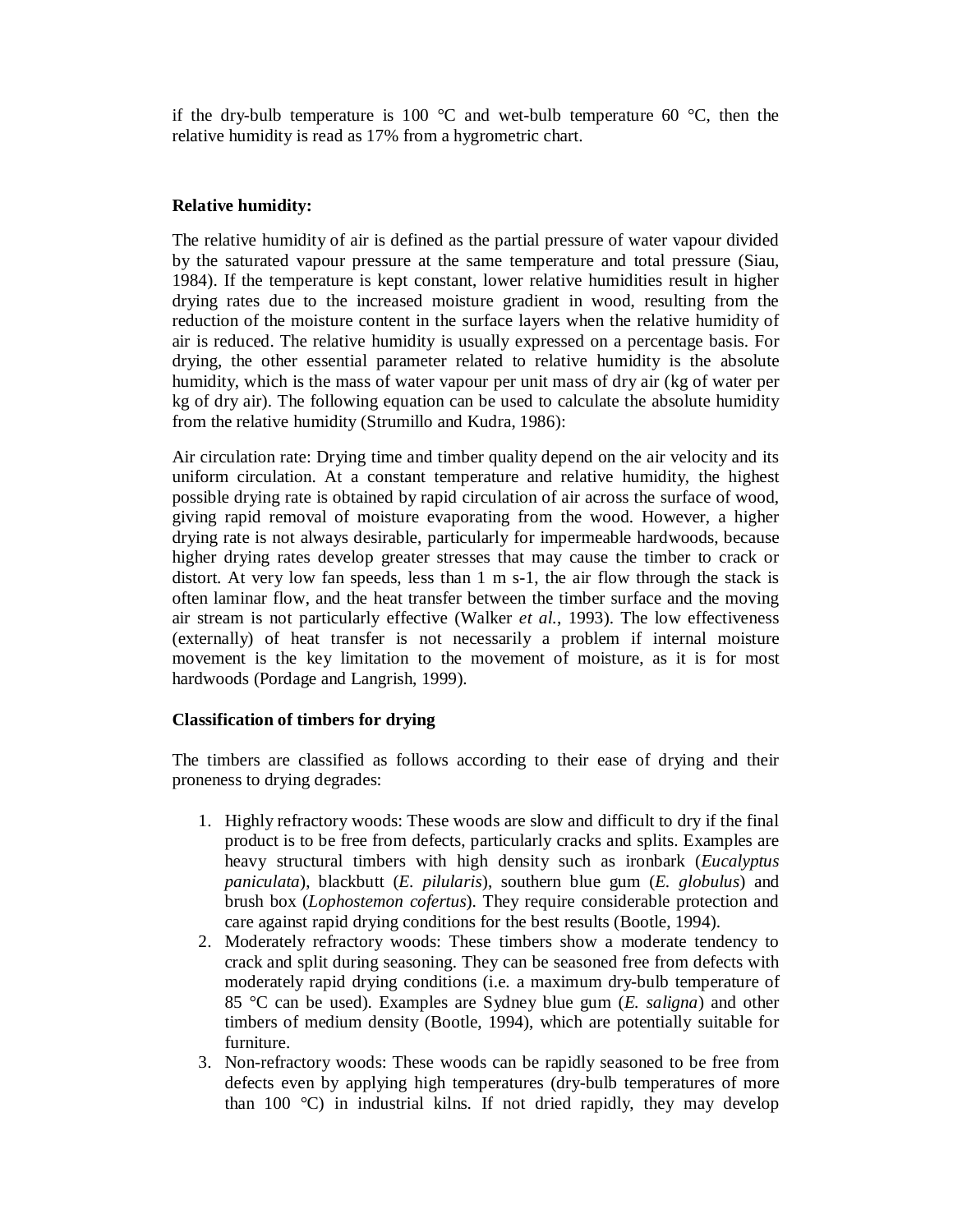if the dry-bulb temperature is 100 °C and wet-bulb temperature 60 °C, then the relative humidity is read as 17% from a hygrometric chart.

**Relative humidity:**

The relative humidity of air is defined as the partial pressure of water vapour divided by the saturated vapour pressure at the same temperature and total pressure (Siau, 1984). If the temperature is kept constant, lower relative humidities result in higher drying rates due to the increased moisture gradient in wood, resulting from the reduction of the moisture content in the surface layers when the relative humidity of air is reduced. The relative humidity is usually expressed on a percentage basis. For drying, the other essential parameter related to relative humidity is the absolute humidity, which is the mass of water vapour per unit mass of dry air (kg of water per kg of dry air). The following equation can be used to calculate the absolute humidity from the relative humidity (Strumillo and Kudra, 1986):

Air circulation rate: Drying time and timber quality depend on the air velocity and its uniform circulation. At a constant temperature and relative humidity, the highest possible drying rate is obtained by rapid circulation of air across the surface of wood, giving rapid removal of moisture evaporating from the wood. However, a higher drying rate is not always desirable, particularly for impermeable hardwoods, because higher drying rates develop greater stresses that may cause the timber to crack or distort. At very low fan speeds, less than 1 m s-1, the air flow through the stack is often laminar flow, and the heat transfer between the timber surface and the moving air stream is not particularly effective (Walker *et al.*, 1993). The low effectiveness (externally) of heat transfer is not necessarily a problem if internal moisture movement is the key limitation to the movement of moisture, as it is for most hardwoods (Pordage and Langrish, 1999).

**Classification of timbers for drying**

The timbers are classified as follows according to their ease of drying and their proneness to drying degrades:

1. Highly refractory woods: These woods are slow and difficult to dry if the final product is to be free from defects, particularly cracks and splits. Examples are heavy structural timbers with high density such as ironbark (*Eucalyptus paniculata*), blackbutt (*E. pilularis*), southern blue gum (*E. globulus*) and brush box (*Lophostemon cofertus*). They require considerable protection and care against rapid drying conditions for the best results (Bootle, 1994).
2. Moderately refractory woods: These timbers show a moderate tendency to crack and split during seasoning. They can be seasoned free from defects with moderately rapid drying conditions (i.e. a maximum dry-bulb temperature of 85 °C can be used). Examples are Sydney blue gum (*E. saligna*) and other timbers of medium density (Bootle, 1994), which are potentially suitable for furniture.
3. Non-refractory woods: These woods can be rapidly seasoned to be free from defects even by applying high temperatures (dry-bulb temperatures of more than 100 °C) in industrial kilns. If not dried rapidly, they may develop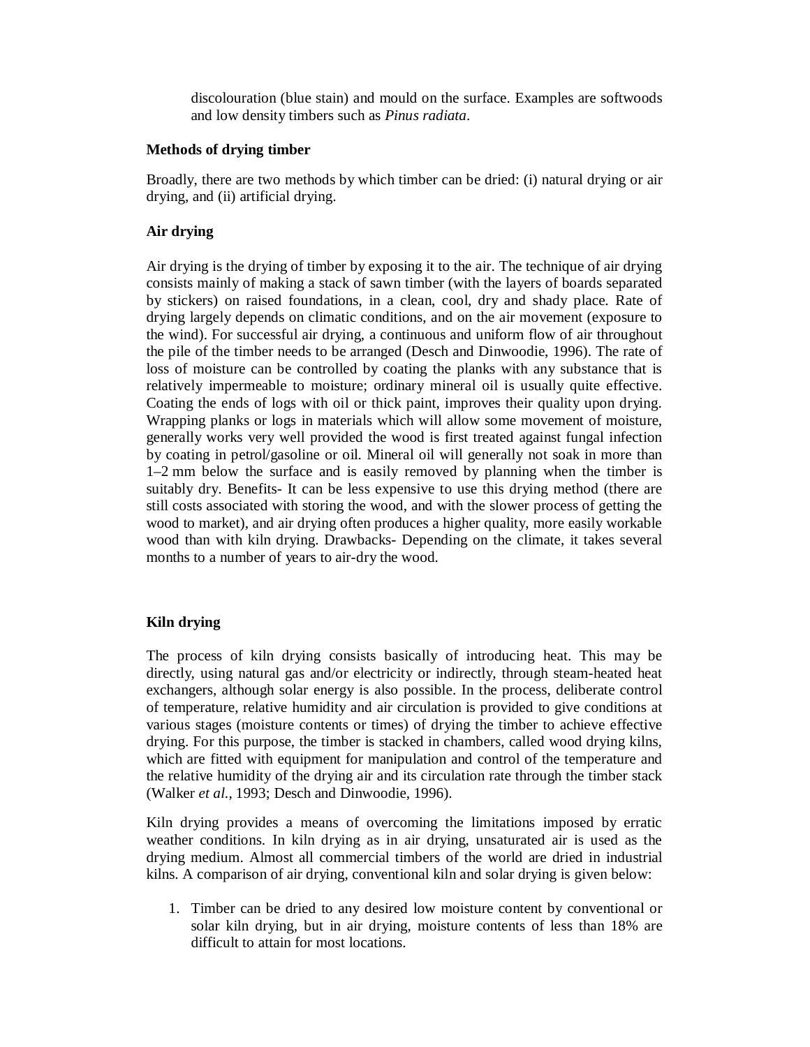discolouration (blue stain) and mould on the surface. Examples are softwoods and low density timbers such as *Pinus radiata*.

**Methods of drying timber**

Broadly, there are two methods by which timber can be dried: (i) natural drying or air drying, and (ii) artificial drying.

**Air drying**

Air drying is the drying of timber by exposing it to the air. The technique of air drying consists mainly of making a stack of sawn timber (with the layers of boards separated by stickers) on raised foundations, in a clean, cool, dry and shady place. Rate of drying largely depends on climatic conditions, and on the air movement (exposure to the wind). For successful air drying, a continuous and uniform flow of air throughout the pile of the timber needs to be arranged (Desch and Dinwoodie, 1996). The rate of loss of moisture can be controlled by coating the planks with any substance that is relatively impermeable to moisture; ordinary mineral oil is usually quite effective. Coating the ends of logs with oil or thick paint, improves their quality upon drying. Wrapping planks or logs in materials which will allow some movement of moisture, generally works very well provided the wood is first treated against fungal infection by coating in petrol/gasoline or oil. Mineral oil will generally not soak in more than 1–2 mm below the surface and is easily removed by planning when the timber is suitably dry. Benefits- It can be less expensive to use this drying method (there are still costs associated with storing the wood, and with the slower process of getting the wood to market), and air drying often produces a higher quality, more easily workable wood than with kiln drying. Drawbacks- Depending on the climate, it takes several months to a number of years to air-dry the wood.

**Kiln drying**

The process of kiln drying consists basically of introducing heat. This may be directly, using natural gas and/or electricity or indirectly, through steam-heated heat exchangers, although solar energy is also possible. In the process, deliberate control of temperature, relative humidity and air circulation is provided to give conditions at various stages (moisture contents or times) of drying the timber to achieve effective drying. For this purpose, the timber is stacked in chambers, called wood drying kilns, which are fitted with equipment for manipulation and control of the temperature and the relative humidity of the drying air and its circulation rate through the timber stack (Walker *et al.*, 1993; Desch and Dinwoodie, 1996).

Kiln drying provides a means of overcoming the limitations imposed by erratic weather conditions. In kiln drying as in air drying, unsaturated air is used as the drying medium. Almost all commercial timbers of the world are dried in industrial kilns. A comparison of air drying, conventional kiln and solar drying is given below:

1. Timber can be dried to any desired low moisture content by conventional or solar kiln drying, but in air drying, moisture contents of less than 18% are difficult to attain for most locations.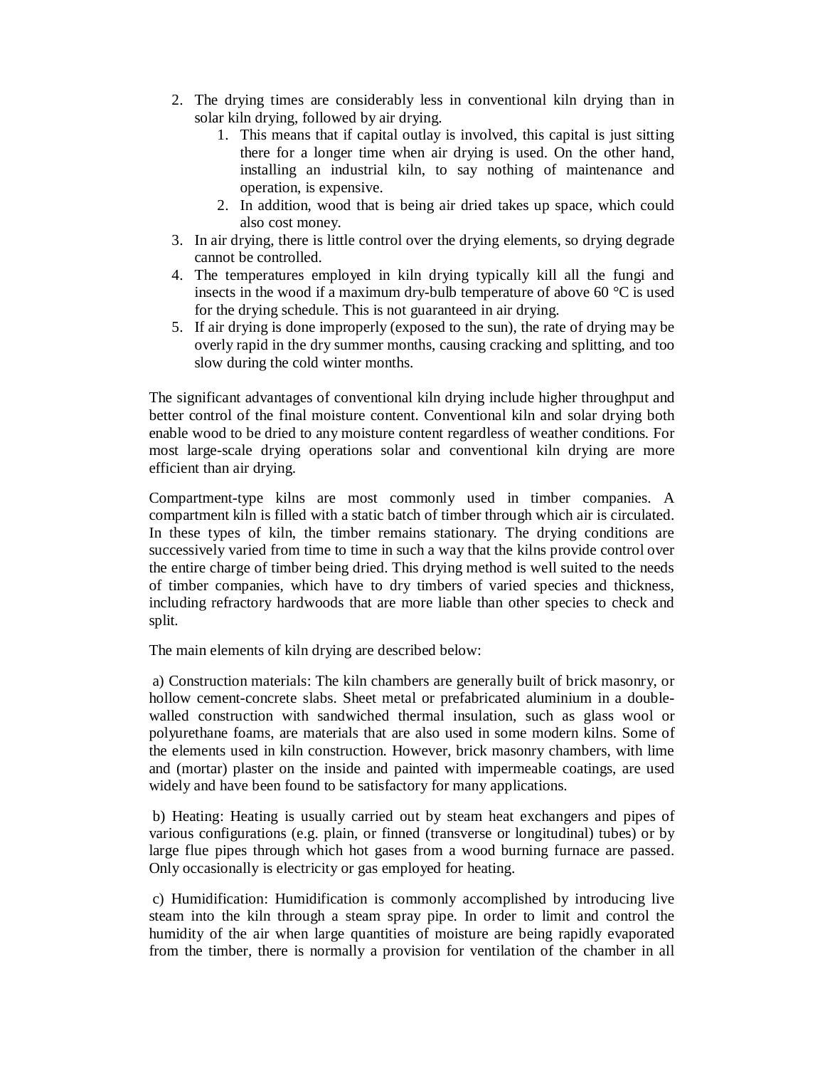2. The drying times are considerably less in conventional kiln drying than in solar kiln drying, followed by air drying.
    1. This means that if capital outlay is involved, this capital is just sitting there for a longer time when air drying is used. On the other hand, installing an industrial kiln, to say nothing of maintenance and operation, is expensive.
    2. In addition, wood that is being air dried takes up space, which could also cost money.
3. In air drying, there is little control over the drying elements, so drying degrade cannot be controlled.
4. The temperatures employed in kiln drying typically kill all the fungi and insects in the wood if a maximum dry-bulb temperature of above 60 °C is used for the drying schedule. This is not guaranteed in air drying.
5. If air drying is done improperly (exposed to the sun), the rate of drying may be overly rapid in the dry summer months, causing cracking and splitting, and too slow during the cold winter months.

The significant advantages of conventional kiln drying include higher throughput and better control of the final moisture content. Conventional kiln and solar drying both enable wood to be dried to any moisture content regardless of weather conditions. For most large-scale drying operations solar and conventional kiln drying are more efficient than air drying.

Compartment-type kilns are most commonly used in timber companies. A compartment kiln is filled with a static batch of timber through which air is circulated. In these types of kiln, the timber remains stationary. The drying conditions are successively varied from time to time in such a way that the kilns provide control over the entire charge of timber being dried. This drying method is well suited to the needs of timber companies, which have to dry timbers of varied species and thickness, including refractory hardwoods that are more liable than other species to check and split.

The main elements of kiln drying are described below:

a) Construction materials: The kiln chambers are generally built of brick masonry, or hollow cement-concrete slabs. Sheet metal or prefabricated aluminium in a double-walled construction with sandwiched thermal insulation, such as glass wool or polyurethane foams, are materials that are also used in some modern kilns. Some of the elements used in kiln construction. However, brick masonry chambers, with lime and (mortar) plaster on the inside and painted with impermeable coatings, are used widely and have been found to be satisfactory for many applications.

b) Heating: Heating is usually carried out by steam heat exchangers and pipes of various configurations (e.g. plain, or finned (transverse or longitudinal) tubes) or by large flue pipes through which hot gases from a wood burning furnace are passed. Only occasionally is electricity or gas employed for heating.

c) Humidification: Humidification is commonly accomplished by introducing live steam into the kiln through a steam spray pipe. In order to limit and control the humidity of the air when large quantities of moisture are being rapidly evaporated from the timber, there is normally a provision for ventilation of the chamber in all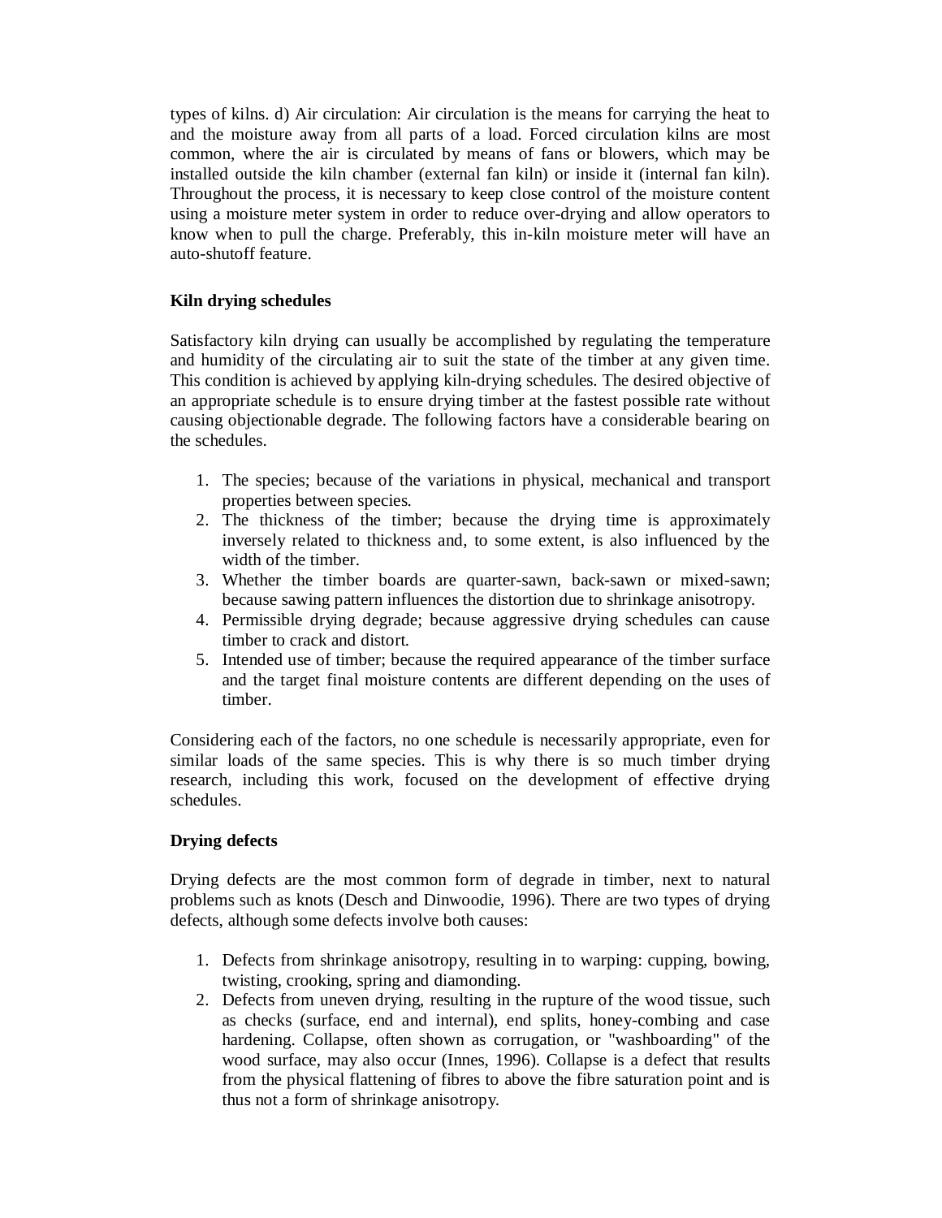types of kilns. d) Air circulation: Air circulation is the means for carrying the heat to and the moisture away from all parts of a load. Forced circulation kilns are most common, where the air is circulated by means of fans or blowers, which may be installed outside the kiln chamber (external fan kiln) or inside it (internal fan kiln). Throughout the process, it is necessary to keep close control of the moisture content using a moisture meter system in order to reduce over-drying and allow operators to know when to pull the charge. Preferably, this in-kiln moisture meter will have an auto-shutoff feature.

**Kiln drying schedules**

Satisfactory kiln drying can usually be accomplished by regulating the temperature and humidity of the circulating air to suit the state of the timber at any given time. This condition is achieved by applying kiln-drying schedules. The desired objective of an appropriate schedule is to ensure drying timber at the fastest possible rate without causing objectionable degrade. The following factors have a considerable bearing on the schedules.

1. The species; because of the variations in physical, mechanical and transport properties between species.
2. The thickness of the timber; because the drying time is approximately inversely related to thickness and, to some extent, is also influenced by the width of the timber.
3. Whether the timber boards are quarter-sawn, back-sawn or mixed-sawn; because sawing pattern influences the distortion due to shrinkage anisotropy.
4. Permissible drying degrade; because aggressive drying schedules can cause timber to crack and distort.
5. Intended use of timber; because the required appearance of the timber surface and the target final moisture contents are different depending on the uses of timber.

Considering each of the factors, no one schedule is necessarily appropriate, even for similar loads of the same species. This is why there is so much timber drying research, including this work, focused on the development of effective drying schedules.

**Drying defects**

Drying defects are the most common form of degrade in timber, next to natural problems such as knots (Desch and Dinwoodie, 1996). There are two types of drying defects, although some defects involve both causes:

1. Defects from shrinkage anisotropy, resulting in to warping: cupping, bowing, twisting, crooking, spring and diamonding.
2. Defects from uneven drying, resulting in the rupture of the wood tissue, such as checks (surface, end and internal), end splits, honey-combing and case hardening. Collapse, often shown as corrugation, or "washboarding" of the wood surface, may also occur (Innes, 1996). Collapse is a defect that results from the physical flattening of fibres to above the fibre saturation point and is thus not a form of shrinkage anisotropy.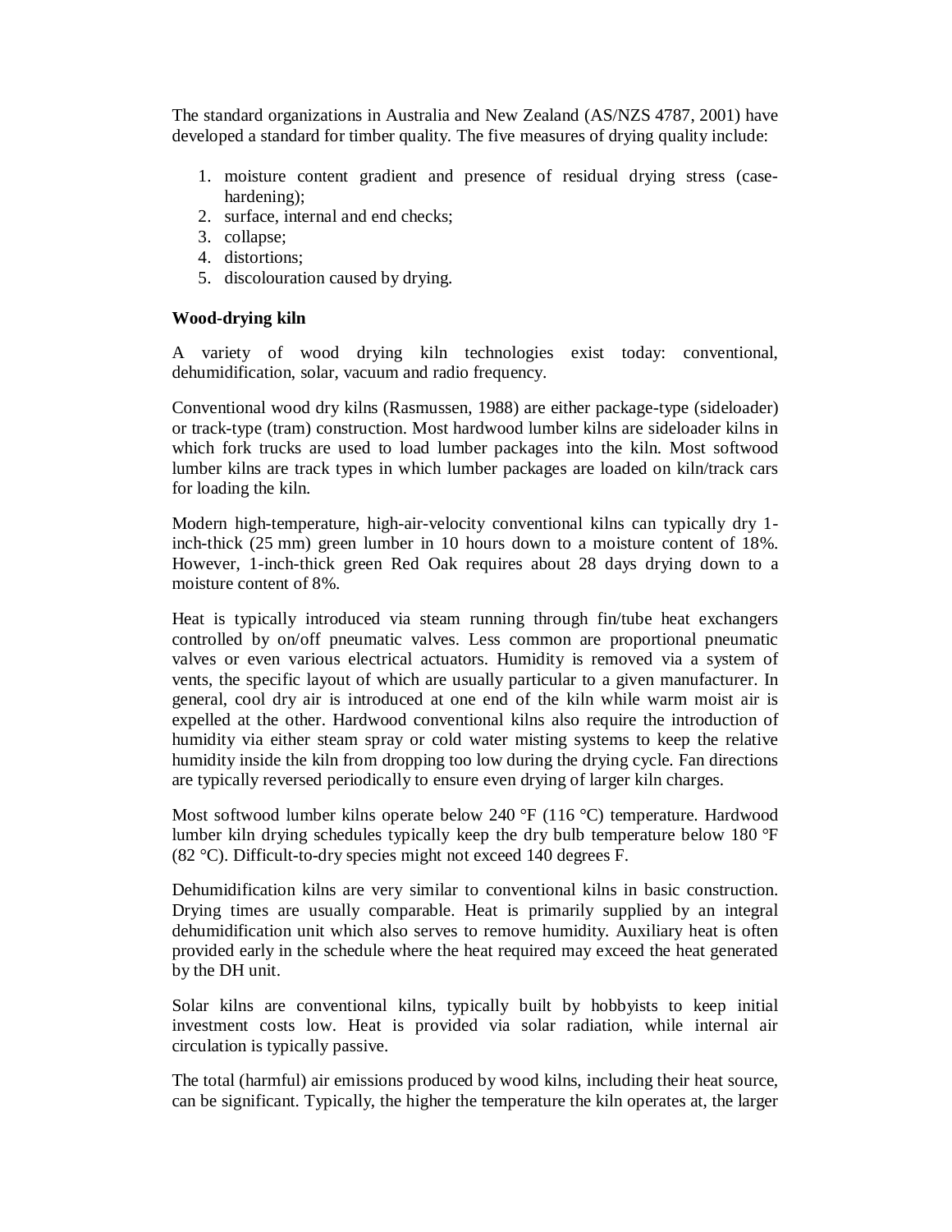The standard organizations in Australia and New Zealand (AS/NZS 4787, 2001) have developed a standard for timber quality. The five measures of drying quality include:

1. moisture content gradient and presence of residual drying stress (case-hardening);
2. surface, internal and end checks;
3. collapse;
4. distortions;
5. discolouration caused by drying.

**Wood-drying kiln**

A variety of wood drying kiln technologies exist today: conventional, dehumidification, solar, vacuum and radio frequency.

Conventional wood dry kilns (Rasmussen, 1988) are either package-type (sideloader) or track-type (tram) construction. Most hardwood lumber kilns are sideloader kilns in which fork trucks are used to load lumber packages into the kiln. Most softwood lumber kilns are track types in which lumber packages are loaded on kiln/track cars for loading the kiln.

Modern high-temperature, high-air-velocity conventional kilns can typically dry 1-inch-thick (25 mm) green lumber in 10 hours down to a moisture content of 18%. However, 1-inch-thick green Red Oak requires about 28 days drying down to a moisture content of 8%.

Heat is typically introduced via steam running through fin/tube heat exchangers controlled by on/off pneumatic valves. Less common are proportional pneumatic valves or even various electrical actuators. Humidity is removed via a system of vents, the specific layout of which are usually particular to a given manufacturer. In general, cool dry air is introduced at one end of the kiln while warm moist air is expelled at the other. Hardwood conventional kilns also require the introduction of humidity via either steam spray or cold water misting systems to keep the relative humidity inside the kiln from dropping too low during the drying cycle. Fan directions are typically reversed periodically to ensure even drying of larger kiln charges.

Most softwood lumber kilns operate below 240 °F (116 °C) temperature. Hardwood lumber kiln drying schedules typically keep the dry bulb temperature below 180 °F (82 °C). Difficult-to-dry species might not exceed 140 degrees F.

Dehumidification kilns are very similar to conventional kilns in basic construction. Drying times are usually comparable. Heat is primarily supplied by an integral dehumidification unit which also serves to remove humidity. Auxiliary heat is often provided early in the schedule where the heat required may exceed the heat generated by the DH unit.

Solar kilns are conventional kilns, typically built by hobbyists to keep initial investment costs low. Heat is provided via solar radiation, while internal air circulation is typically passive.

The total (harmful) air emissions produced by wood kilns, including their heat source, can be significant. Typically, the higher the temperature the kiln operates at, the larger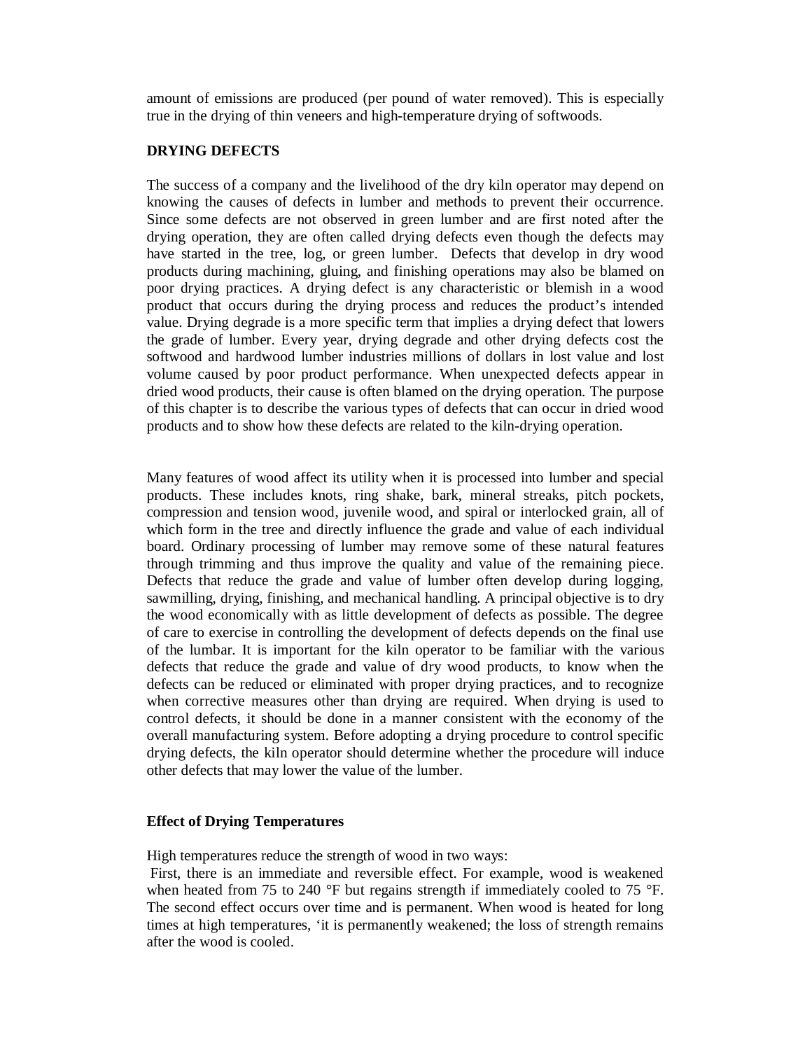amount of emissions are produced (per pound of water removed). This is especially true in the drying of thin veneers and high-temperature drying of softwoods.

## DRYING DEFECTS

The success of a company and the livelihood of the dry kiln operator may depend on knowing the causes of defects in lumber and methods to prevent their occurrence. Since some defects are not observed in green lumber and are first noted after the drying operation, they are often called drying defects even though the defects may have started in the tree, log, or green lumber. Defects that develop in dry wood products during machining, gluing, and finishing operations may also be blamed on poor drying practices. A drying defect is any characteristic or blemish in a wood product that occurs during the drying process and reduces the product's intended value. Drying degrade is a more specific term that implies a drying defect that lowers the grade of lumber. Every year, drying degrade and other drying defects cost the softwood and hardwood lumber industries millions of dollars in lost value and lost volume caused by poor product performance. When unexpected defects appear in dried wood products, their cause is often blamed on the drying operation. The purpose of this chapter is to describe the various types of defects that can occur in dried wood products and to show how these defects are related to the kiln-drying operation.

Many features of wood affect its utility when it is processed into lumber and special products. These includes knots, ring shake, bark, mineral streaks, pitch pockets, compression and tension wood, juvenile wood, and spiral or interlocked grain, all of which form in the tree and directly influence the grade and value of each individual board. Ordinary processing of lumber may remove some of these natural features through trimming and thus improve the quality and value of the remaining piece. Defects that reduce the grade and value of lumber often develop during logging, sawmilling, drying, finishing, and mechanical handling. A principal objective is to dry the wood economically with as little development of defects as possible. The degree of care to exercise in controlling the development of defects depends on the final use of the lumbar. It is important for the kiln operator to be familiar with the various defects that reduce the grade and value of dry wood products, to know when the defects can be reduced or eliminated with proper drying practices, and to recognize when corrective measures other than drying are required. When drying is used to control defects, it should be done in a manner consistent with the economy of the overall manufacturing system. Before adopting a drying procedure to control specific drying defects, the kiln operator should determine whether the procedure will induce other defects that may lower the value of the lumber.

### Effect of Drying Temperatures

High temperatures reduce the strength of wood in two ways:

First, there is an immediate and reversible effect. For example, wood is weakened when heated from 75 to 240 °F but regains strength if immediately cooled to 75 °F. The second effect occurs over time and is permanent. When wood is heated for long times at high temperatures, 'it is permanently weakened; the loss of strength remains after the wood is cooled.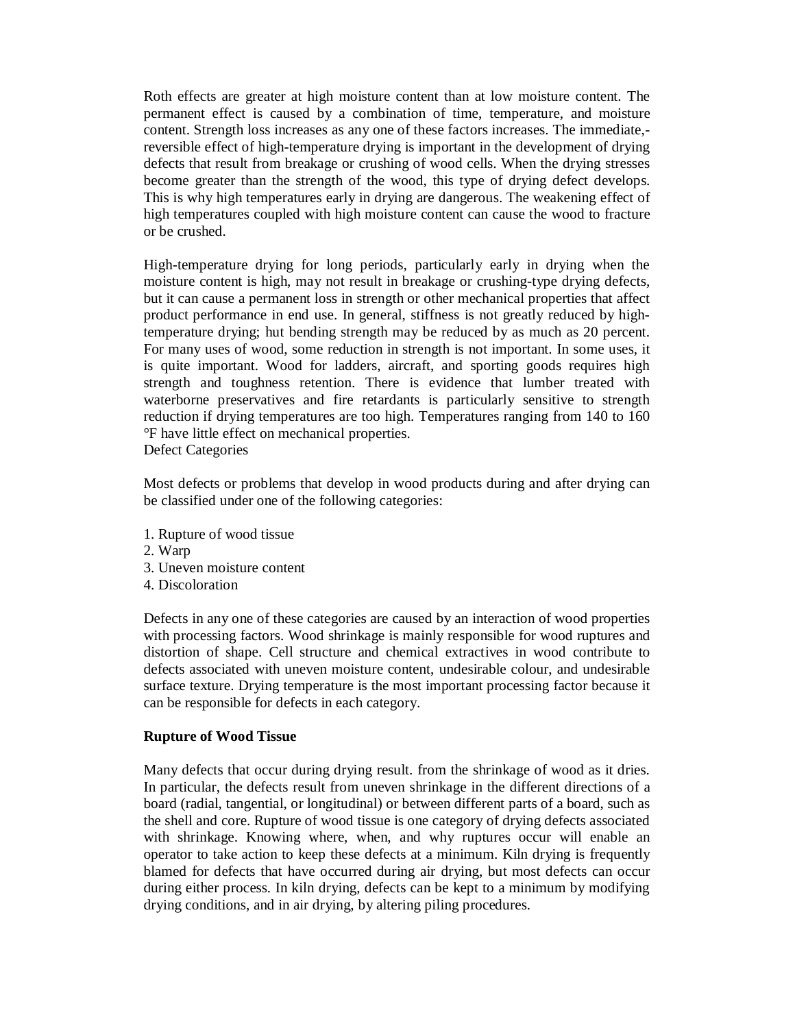Roth effects are greater at high moisture content than at low moisture content. The permanent effect is caused by a combination of time, temperature, and moisture content. Strength loss increases as any one of these factors increases. The immediate,-reversible effect of high-temperature drying is important in the development of drying defects that result from breakage or crushing of wood cells. When the drying stresses become greater than the strength of the wood, this type of drying defect develops. This is why high temperatures early in drying are dangerous. The weakening effect of high temperatures coupled with high moisture content can cause the wood to fracture or be crushed.

High-temperature drying for long periods, particularly early in drying when the moisture content is high, may not result in breakage or crushing-type drying defects, but it can cause a permanent loss in strength or other mechanical properties that affect product performance in end use. In general, stiffness is not greatly reduced by high-temperature drying; hut bending strength may be reduced by as much as 20 percent. For many uses of wood, some reduction in strength is not important. In some uses, it is quite important. Wood for ladders, aircraft, and sporting goods requires high strength and toughness retention. There is evidence that lumber treated with waterborne preservatives and fire retardants is particularly sensitive to strength reduction if drying temperatures are too high. Temperatures ranging from 140 to 160 °F have little effect on mechanical properties.

Defect Categories

Most defects or problems that develop in wood products during and after drying can be classified under one of the following categories:

1. Rupture of wood tissue
2. Warp
3. Uneven moisture content
4. Discoloration

Defects in any one of these categories are caused by an interaction of wood properties with processing factors. Wood shrinkage is mainly responsible for wood ruptures and distortion of shape. Cell structure and chemical extractives in wood contribute to defects associated with uneven moisture content, undesirable colour, and undesirable surface texture. Drying temperature is the most important processing factor because it can be responsible for defects in each category.

**Rupture of Wood Tissue**

Many defects that occur during drying result. from the shrinkage of wood as it dries. In particular, the defects result from uneven shrinkage in the different directions of a board (radial, tangential, or longitudinal) or between different parts of a board, such as the shell and core. Rupture of wood tissue is one category of drying defects associated with shrinkage. Knowing where, when, and why ruptures occur will enable an operator to take action to keep these defects at a minimum. Kiln drying is frequently blamed for defects that have occurred during air drying, but most defects can occur during either process. In kiln drying, defects can be kept to a minimum by modifying drying conditions, and in air drying, by altering piling procedures.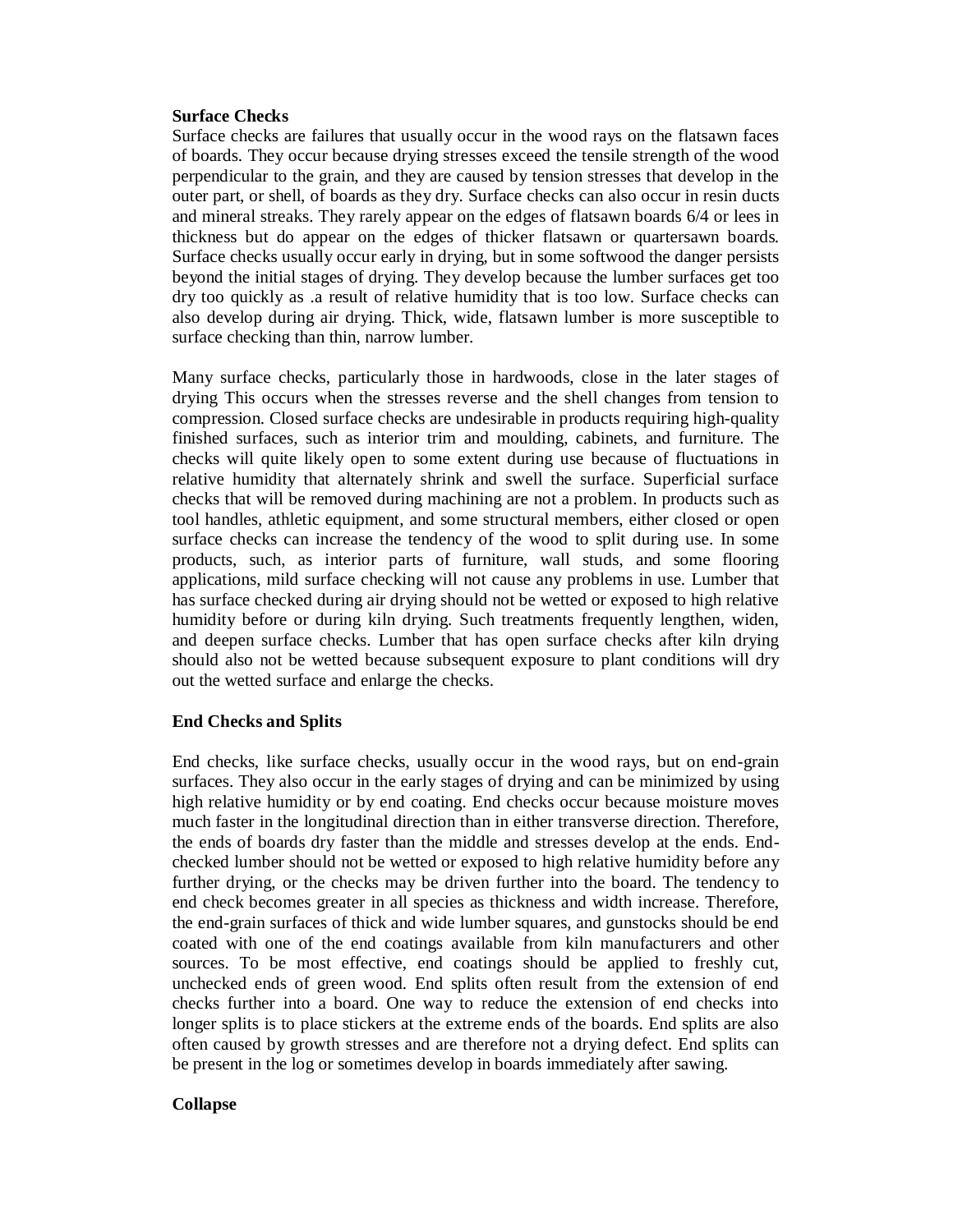**Surface Checks**

Surface checks are failures that usually occur in the wood rays on the flatsawn faces of boards. They occur because drying stresses exceed the tensile strength of the wood perpendicular to the grain, and they are caused by tension stresses that develop in the outer part, or shell, of boards as they dry. Surface checks can also occur in resin ducts and mineral streaks. They rarely appear on the edges of flatsawn boards 6/4 or lees in thickness but do appear on the edges of thicker flatsawn or quartersawn boards. Surface checks usually occur early in drying, but in some softwood the danger persists beyond the initial stages of drying. They develop because the lumber surfaces get too dry too quickly as .a result of relative humidity that is too low. Surface checks can also develop during air drying. Thick, wide, flatsawn lumber is more susceptible to surface checking than thin, narrow lumber.

Many surface checks, particularly those in hardwoods, close in the later stages of drying This occurs when the stresses reverse and the shell changes from tension to compression. Closed surface checks are undesirable in products requiring high-quality finished surfaces, such as interior trim and moulding, cabinets, and furniture. The checks will quite likely open to some extent during use because of fluctuations in relative humidity that alternately shrink and swell the surface. Superficial surface checks that will be removed during machining are not a problem. In products such as tool handles, athletic equipment, and some structural members, either closed or open surface checks can increase the tendency of the wood to split during use. In some products, such, as interior parts of furniture, wall studs, and some flooring applications, mild surface checking will not cause any problems in use. Lumber that has surface checked during air drying should not be wetted or exposed to high relative humidity before or during kiln drying. Such treatments frequently lengthen, widen, and deepen surface checks. Lumber that has open surface checks after kiln drying should also not be wetted because subsequent exposure to plant conditions will dry out the wetted surface and enlarge the checks.

**End Checks and Splits**

End checks, like surface checks, usually occur in the wood rays, but on end-grain surfaces. They also occur in the early stages of drying and can be minimized by using high relative humidity or by end coating. End checks occur because moisture moves much faster in the longitudinal direction than in either transverse direction. Therefore, the ends of boards dry faster than the middle and stresses develop at the ends. End-checked lumber should not be wetted or exposed to high relative humidity before any further drying, or the checks may be driven further into the board. The tendency to end check becomes greater in all species as thickness and width increase. Therefore, the end-grain surfaces of thick and wide lumber squares, and gunstocks should be end coated with one of the end coatings available from kiln manufacturers and other sources. To be most effective, end coatings should be applied to freshly cut, unchecked ends of green wood. End splits often result from the extension of end checks further into a board. One way to reduce the extension of end checks into longer splits is to place stickers at the extreme ends of the boards. End splits are also often caused by growth stresses and are therefore not a drying defect. End splits can be present in the log or sometimes develop in boards immediately after sawing.

**Collapse**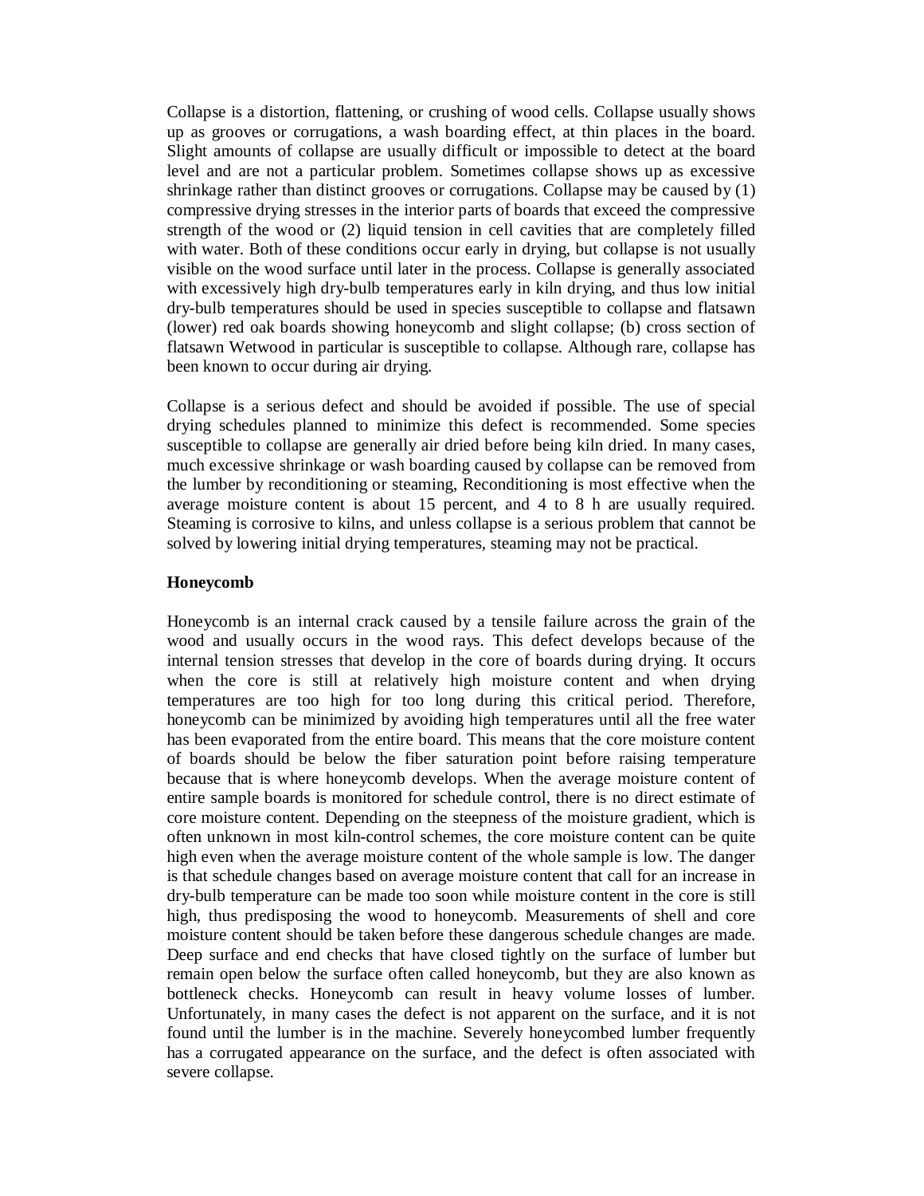Collapse is a distortion, flattening, or crushing of wood cells. Collapse usually shows up as grooves or corrugations, a wash boarding effect, at thin places in the board. Slight amounts of collapse are usually difficult or impossible to detect at the board level and are not a particular problem. Sometimes collapse shows up as excessive shrinkage rather than distinct grooves or corrugations. Collapse may be caused by (1) compressive drying stresses in the interior parts of boards that exceed the compressive strength of the wood or (2) liquid tension in cell cavities that are completely filled with water. Both of these conditions occur early in drying, but collapse is not usually visible on the wood surface until later in the process. Collapse is generally associated with excessively high dry-bulb temperatures early in kiln drying, and thus low initial dry-bulb temperatures should be used in species susceptible to collapse and flatsawn (lower) red oak boards showing honeycomb and slight collapse; (b) cross section of flatsawn Wetwood in particular is susceptible to collapse. Although rare, collapse has been known to occur during air drying.

Collapse is a serious defect and should be avoided if possible. The use of special drying schedules planned to minimize this defect is recommended. Some species susceptible to collapse are generally air dried before being kiln dried. In many cases, much excessive shrinkage or wash boarding caused by collapse can be removed from the lumber by reconditioning or steaming, Reconditioning is most effective when the average moisture content is about 15 percent, and 4 to 8 h are usually required. Steaming is corrosive to kilns, and unless collapse is a serious problem that cannot be solved by lowering initial drying temperatures, steaming may not be practical.

**Honeycomb**

Honeycomb is an internal crack caused by a tensile failure across the grain of the wood and usually occurs in the wood rays. This defect develops because of the internal tension stresses that develop in the core of boards during drying. It occurs when the core is still at relatively high moisture content and when drying temperatures are too high for too long during this critical period. Therefore, honeycomb can be minimized by avoiding high temperatures until all the free water has been evaporated from the entire board. This means that the core moisture content of boards should be below the fiber saturation point before raising temperature because that is where honeycomb develops. When the average moisture content of entire sample boards is monitored for schedule control, there is no direct estimate of core moisture content. Depending on the steepness of the moisture gradient, which is often unknown in most kiln-control schemes, the core moisture content can be quite high even when the average moisture content of the whole sample is low. The danger is that schedule changes based on average moisture content that call for an increase in dry-bulb temperature can be made too soon while moisture content in the core is still high, thus predisposing the wood to honeycomb. Measurements of shell and core moisture content should be taken before these dangerous schedule changes are made. Deep surface and end checks that have closed tightly on the surface of lumber but remain open below the surface often called honeycomb, but they are also known as bottleneck checks. Honeycomb can result in heavy volume losses of lumber. Unfortunately, in many cases the defect is not apparent on the surface, and it is not found until the lumber is in the machine. Severely honeycombed lumber frequently has a corrugated appearance on the surface, and the defect is often associated with severe collapse.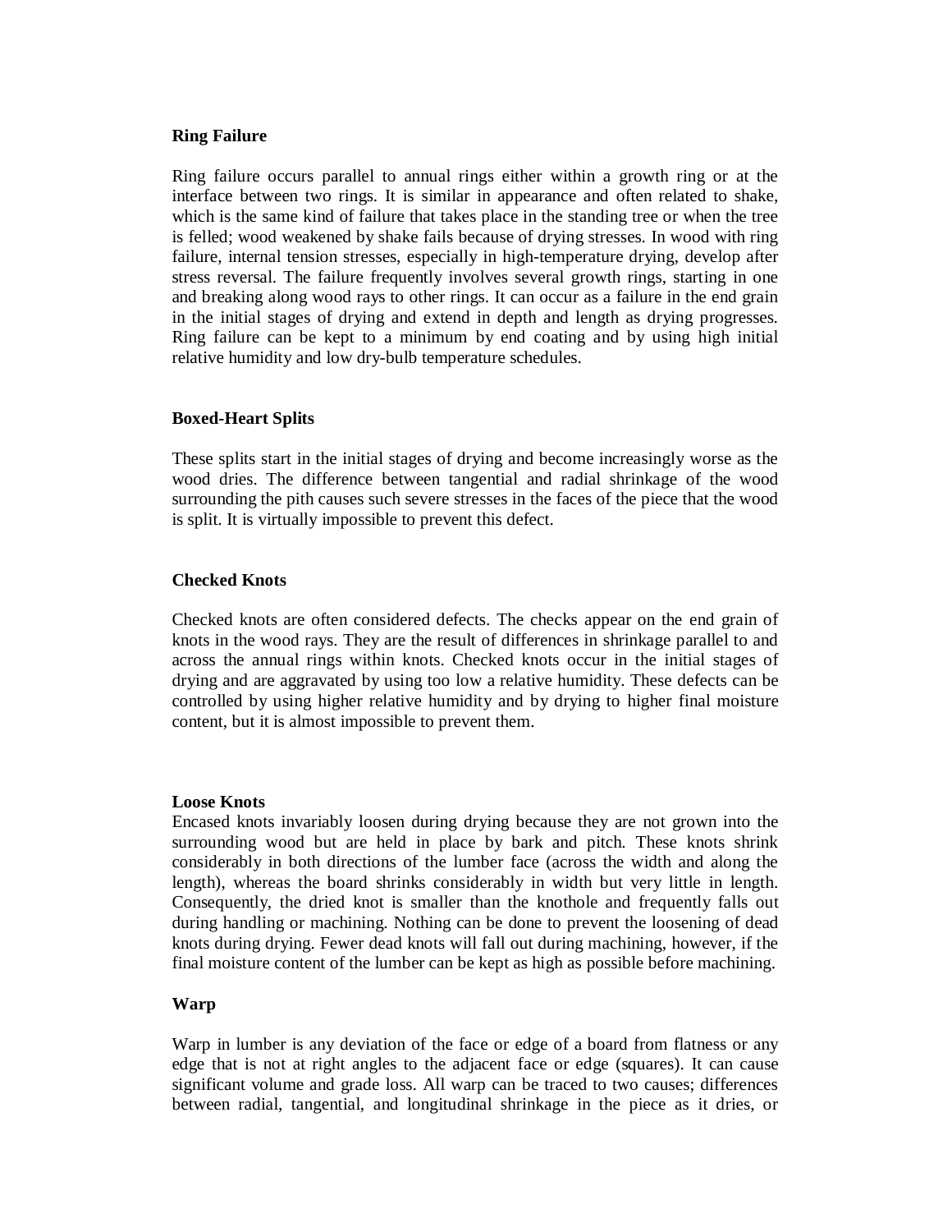**Ring Failure**

Ring failure occurs parallel to annual rings either within a growth ring or at the interface between two rings. It is similar in appearance and often related to shake, which is the same kind of failure that takes place in the standing tree or when the tree is felled; wood weakened by shake fails because of drying stresses. In wood with ring failure, internal tension stresses, especially in high-temperature drying, develop after stress reversal. The failure frequently involves several growth rings, starting in one and breaking along wood rays to other rings. It can occur as a failure in the end grain in the initial stages of drying and extend in depth and length as drying progresses. Ring failure can be kept to a minimum by end coating and by using high initial relative humidity and low dry-bulb temperature schedules.

**Boxed-Heart Splits**

These splits start in the initial stages of drying and become increasingly worse as the wood dries. The difference between tangential and radial shrinkage of the wood surrounding the pith causes such severe stresses in the faces of the piece that the wood is split. It is virtually impossible to prevent this defect.

**Checked Knots**

Checked knots are often considered defects. The checks appear on the end grain of knots in the wood rays. They are the result of differences in shrinkage parallel to and across the annual rings within knots. Checked knots occur in the initial stages of drying and are aggravated by using too low a relative humidity. These defects can be controlled by using higher relative humidity and by drying to higher final moisture content, but it is almost impossible to prevent them.

**Loose Knots**

Encased knots invariably loosen during drying because they are not grown into the surrounding wood but are held in place by bark and pitch. These knots shrink considerably in both directions of the lumber face (across the width and along the length), whereas the board shrinks considerably in width but very little in length. Consequently, the dried knot is smaller than the knothole and frequently falls out during handling or machining. Nothing can be done to prevent the loosening of dead knots during drying. Fewer dead knots will fall out during machining, however, if the final moisture content of the lumber can be kept as high as possible before machining.

**Warp**

Warp in lumber is any deviation of the face or edge of a board from flatness or any edge that is not at right angles to the adjacent face or edge (squares). It can cause significant volume and grade loss. All warp can be traced to two causes; differences between radial, tangential, and longitudinal shrinkage in the piece as it dries, or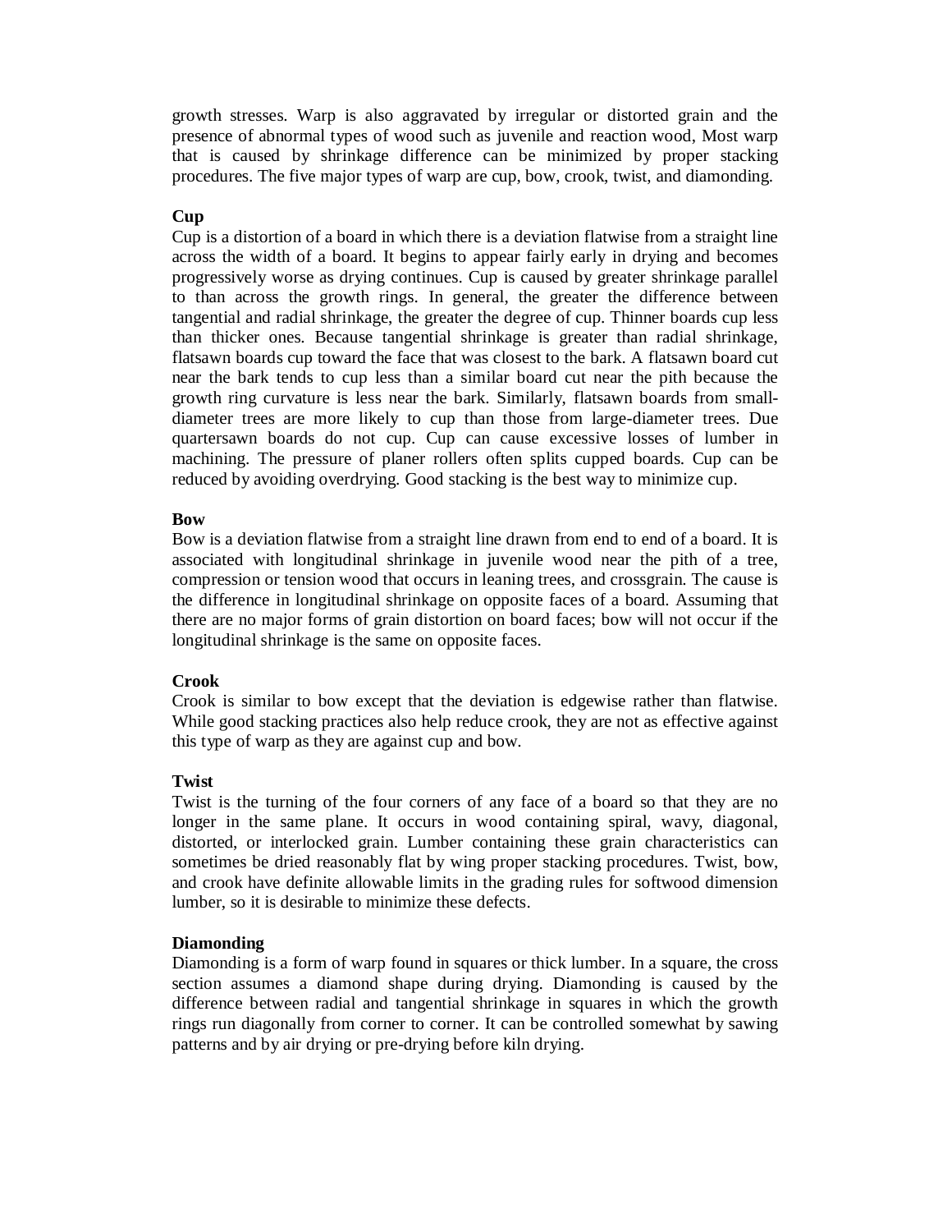growth stresses. Warp is also aggravated by irregular or distorted grain and the presence of abnormal types of wood such as juvenile and reaction wood, Most warp that is caused by shrinkage difference can be minimized by proper stacking procedures. The five major types of warp are cup, bow, crook, twist, and diamonding.

**Cup**

Cup is a distortion of a board in which there is a deviation flatwise from a straight line across the width of a board. It begins to appear fairly early in drying and becomes progressively worse as drying continues. Cup is caused by greater shrinkage parallel to than across the growth rings. In general, the greater the difference between tangential and radial shrinkage, the greater the degree of cup. Thinner boards cup less than thicker ones. Because tangential shrinkage is greater than radial shrinkage, flatsawn boards cup toward the face that was closest to the bark. A flatsawn board cut near the bark tends to cup less than a similar board cut near the pith because the growth ring curvature is less near the bark. Similarly, flatsawn boards from small-diameter trees are more likely to cup than those from large-diameter trees. Due quartersawn boards do not cup. Cup can cause excessive losses of lumber in machining. The pressure of planer rollers often splits cupped boards. Cup can be reduced by avoiding overdrying. Good stacking is the best way to minimize cup.

**Bow**

Bow is a deviation flatwise from a straight line drawn from end to end of a board. It is associated with longitudinal shrinkage in juvenile wood near the pith of a tree, compression or tension wood that occurs in leaning trees, and crossgrain. The cause is the difference in longitudinal shrinkage on opposite faces of a board. Assuming that there are no major forms of grain distortion on board faces; bow will not occur if the longitudinal shrinkage is the same on opposite faces.

**Crook**

Crook is similar to bow except that the deviation is edgewise rather than flatwise. While good stacking practices also help reduce crook, they are not as effective against this type of warp as they are against cup and bow.

**Twist**

Twist is the turning of the four corners of any face of a board so that they are no longer in the same plane. It occurs in wood containing spiral, wavy, diagonal, distorted, or interlocked grain. Lumber containing these grain characteristics can sometimes be dried reasonably flat by wing proper stacking procedures. Twist, bow, and crook have definite allowable limits in the grading rules for softwood dimension lumber, so it is desirable to minimize these defects.

**Diamonding**

Diamonding is a form of warp found in squares or thick lumber. In a square, the cross section assumes a diamond shape during drying. Diamonding is caused by the difference between radial and tangential shrinkage in squares in which the growth rings run diagonally from corner to corner. It can be controlled somewhat by sawing patterns and by air drying or pre-drying before kiln drying.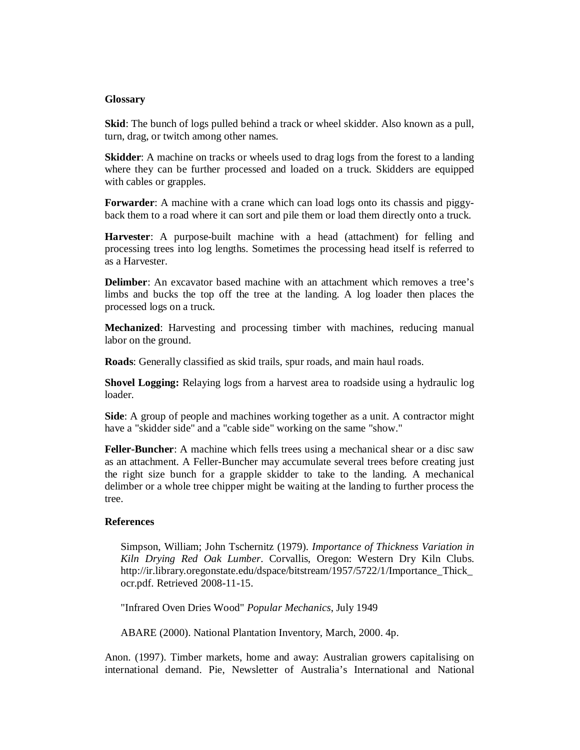**Glossary**

**Skid**: The bunch of logs pulled behind a track or wheel skidder. Also known as a pull, turn, drag, or twitch among other names.

**Skidder**: A machine on tracks or wheels used to drag logs from the forest to a landing where they can be further processed and loaded on a truck. Skidders are equipped with cables or grapples.

**Forwarder**: A machine with a crane which can load logs onto its chassis and piggy-back them to a road where it can sort and pile them or load them directly onto a truck.

**Harvester**: A purpose-built machine with a head (attachment) for felling and processing trees into log lengths. Sometimes the processing head itself is referred to as a Harvester.

**Delimber**: An excavator based machine with an attachment which removes a tree's limbs and bucks the top off the tree at the landing. A log loader then places the processed logs on a truck.

**Mechanized**: Harvesting and processing timber with machines, reducing manual labor on the ground.

**Roads**: Generally classified as skid trails, spur roads, and main haul roads.

**Shovel Logging:** Relaying logs from a harvest area to roadside using a hydraulic log loader.

**Side**: A group of people and machines working together as a unit. A contractor might have a "skidder side" and a "cable side" working on the same "show."

**Feller-Buncher**: A machine which fells trees using a mechanical shear or a disc saw as an attachment. A Feller-Buncher may accumulate several trees before creating just the right size bunch for a grapple skidder to take to the landing. A mechanical delimber or a whole tree chipper might be waiting at the landing to further process the tree.

**References**

Simpson, William; John Tschernitz (1979). *Importance of Thickness Variation in Kiln Drying Red Oak Lumber*. Corvallis, Oregon: Western Dry Kiln Clubs. http://ir.library.oregonstate.edu/dspace/bitstream/1957/5722/1/Importance_Thick_ocr.pdf. Retrieved 2008-11-15.

"Infrared Oven Dries Wood" *Popular Mechanics*, July 1949

ABARE (2000). National Plantation Inventory, March, 2000. 4p.

Anon. (1997). Timber markets, home and away: Australian growers capitalising on international demand. Pie, Newsletter of Australia's International and National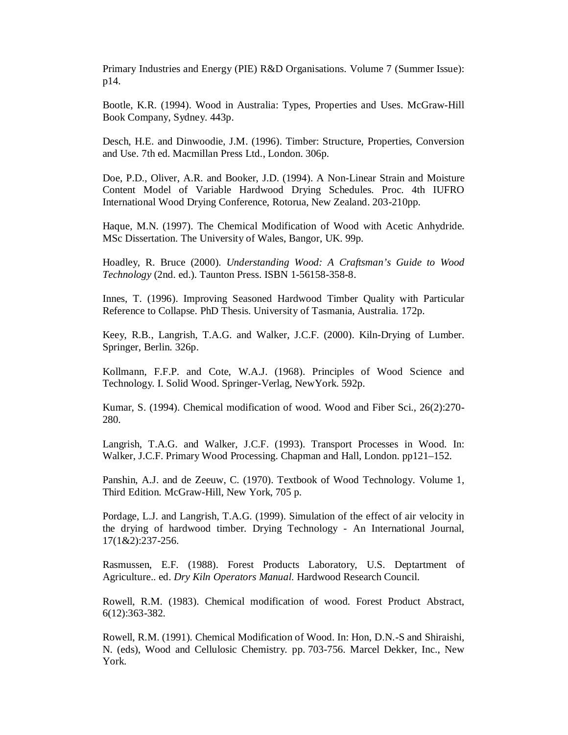Primary Industries and Energy (PIE) R&D Organisations. Volume 7 (Summer Issue): p14.

Bootle, K.R. (1994). Wood in Australia: Types, Properties and Uses. McGraw-Hill Book Company, Sydney. 443p.

Desch, H.E. and Dinwoodie, J.M. (1996). Timber: Structure, Properties, Conversion and Use. 7th ed. Macmillan Press Ltd., London. 306p.

Doe, P.D., Oliver, A.R. and Booker, J.D. (1994). A Non-Linear Strain and Moisture Content Model of Variable Hardwood Drying Schedules. Proc. 4th IUFRO International Wood Drying Conference, Rotorua, New Zealand. 203-210pp.

Haque, M.N. (1997). The Chemical Modification of Wood with Acetic Anhydride. MSc Dissertation. The University of Wales, Bangor, UK. 99p.

Hoadley, R. Bruce (2000). *Understanding Wood: A Craftsman's Guide to Wood Technology* (2nd. ed.). Taunton Press. ISBN 1-56158-358-8.

Innes, T. (1996). Improving Seasoned Hardwood Timber Quality with Particular Reference to Collapse. PhD Thesis. University of Tasmania, Australia. 172p.

Keey, R.B., Langrish, T.A.G. and Walker, J.C.F. (2000). Kiln-Drying of Lumber. Springer, Berlin. 326p.

Kollmann, F.F.P. and Cote, W.A.J. (1968). Principles of Wood Science and Technology. I. Solid Wood. Springer-Verlag, NewYork. 592p.

Kumar, S. (1994). Chemical modification of wood. Wood and Fiber Sci., 26(2):270-280.

Langrish, T.A.G. and Walker, J.C.F. (1993). Transport Processes in Wood. In: Walker, J.C.F. Primary Wood Processing. Chapman and Hall, London. pp121–152.

Panshin, A.J. and de Zeeuw, C. (1970). Textbook of Wood Technology. Volume 1, Third Edition. McGraw-Hill, New York, 705 p.

Pordage, L.J. and Langrish, T.A.G. (1999). Simulation of the effect of air velocity in the drying of hardwood timber. Drying Technology - An International Journal, 17(1&2):237-256.

Rasmussen, E.F. (1988). Forest Products Laboratory, U.S. Deptartment of Agriculture.. ed. *Dry Kiln Operators Manual*. Hardwood Research Council.

Rowell, R.M. (1983). Chemical modification of wood. Forest Product Abstract, 6(12):363-382.

Rowell, R.M. (1991). Chemical Modification of Wood. In: Hon, D.N.-S and Shiraishi, N. (eds), Wood and Cellulosic Chemistry. pp. 703-756. Marcel Dekker, Inc., New York.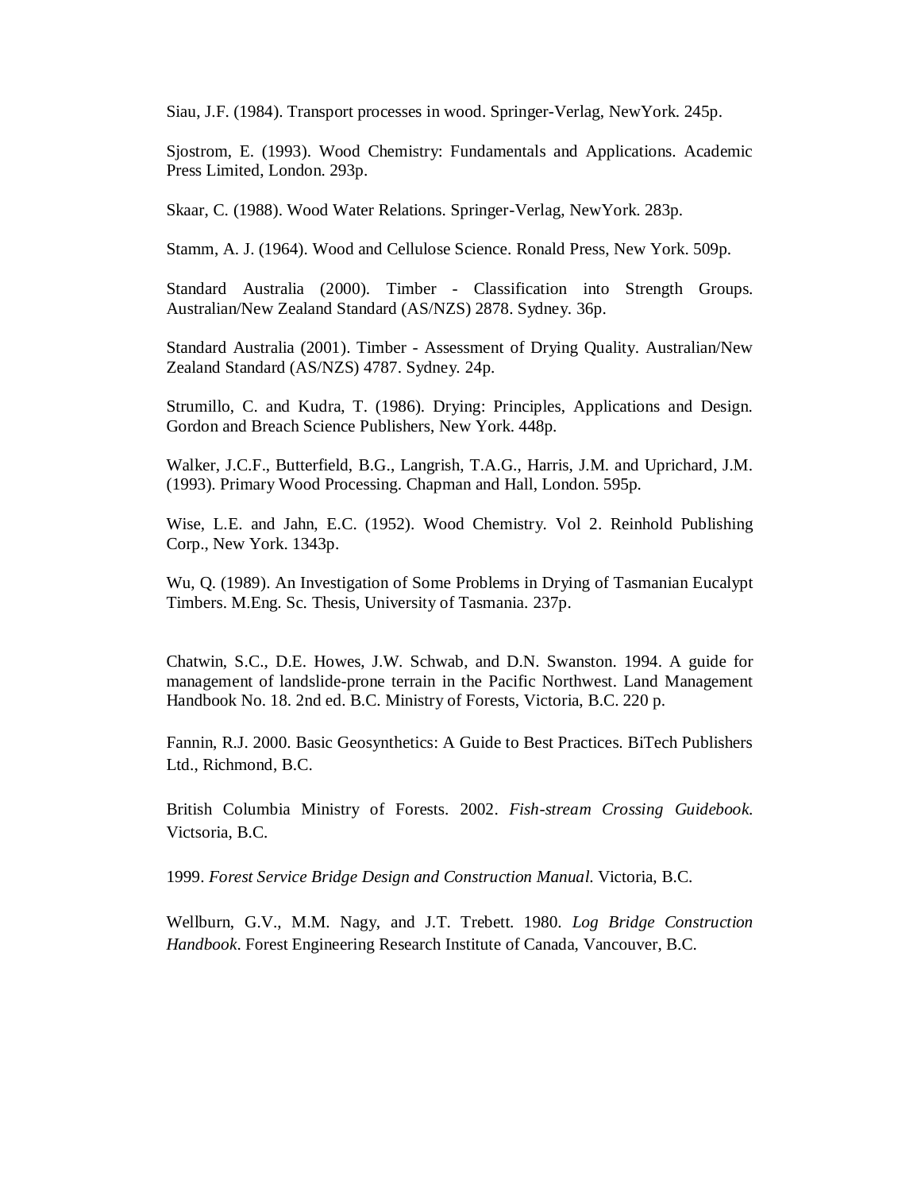Siau, J.F. (1984). Transport processes in wood. Springer-Verlag, NewYork. 245p.

Sjostrom, E. (1993). Wood Chemistry: Fundamentals and Applications. Academic Press Limited, London. 293p.

Skaar, C. (1988). Wood Water Relations. Springer-Verlag, NewYork. 283p.

Stamm, A. J. (1964). Wood and Cellulose Science. Ronald Press, New York. 509p.

Standard Australia (2000). Timber - Classification into Strength Groups. Australian/New Zealand Standard (AS/NZS) 2878. Sydney. 36p.

Standard Australia (2001). Timber - Assessment of Drying Quality. Australian/New Zealand Standard (AS/NZS) 4787. Sydney. 24p.

Strumillo, C. and Kudra, T. (1986). Drying: Principles, Applications and Design. Gordon and Breach Science Publishers, New York. 448p.

Walker, J.C.F., Butterfield, B.G., Langrish, T.A.G., Harris, J.M. and Uprichard, J.M. (1993). Primary Wood Processing. Chapman and Hall, London. 595p.

Wise, L.E. and Jahn, E.C. (1952). Wood Chemistry. Vol 2. Reinhold Publishing Corp., New York. 1343p.

Wu, Q. (1989). An Investigation of Some Problems in Drying of Tasmanian Eucalypt Timbers. M.Eng. Sc. Thesis, University of Tasmania. 237p.

Chatwin, S.C., D.E. Howes, J.W. Schwab, and D.N. Swanston. 1994. A guide for management of landslide-prone terrain in the Pacific Northwest. Land Management Handbook No. 18. 2nd ed. B.C. Ministry of Forests, Victoria, B.C. 220 p.

Fannin, R.J. 2000. Basic Geosynthetics: A Guide to Best Practices. BiTech Publishers Ltd., Richmond, B.C.

British Columbia Ministry of Forests. 2002. *Fish-stream Crossing Guidebook*. Victsoria, B.C.

1999. *Forest Service Bridge Design and Construction Manual*. Victoria, B.C.

Wellburn, G.V., M.M. Nagy, and J.T. Trebett. 1980. *Log Bridge Construction Handbook*. Forest Engineering Research Institute of Canada, Vancouver, B.C.